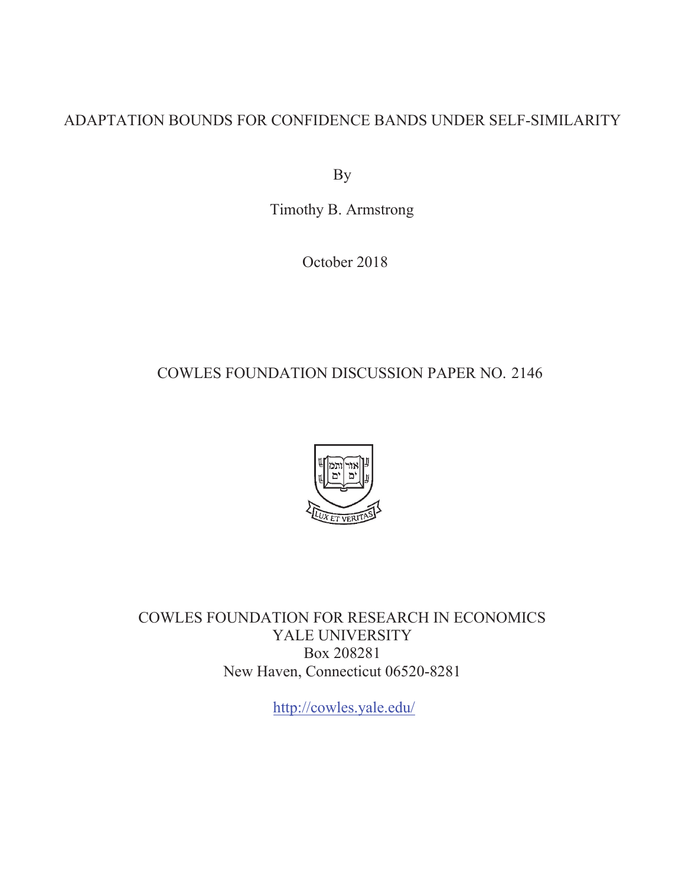# ADAPTATION BOUNDS FOR CONFIDENCE BANDS UNDER SELF-SIMILARITY

By

Timothy B. Armstrong

October 2018

COWLES FOUNDATION DISCUSSION PAPER NO. 2146

COWLES FOUNDATION FOR RESEARCH IN ECONOMICS
YALE UNIVERSITY
Box 208281
New Haven, Connecticut 06520-8281

http://cowles.yale.edu/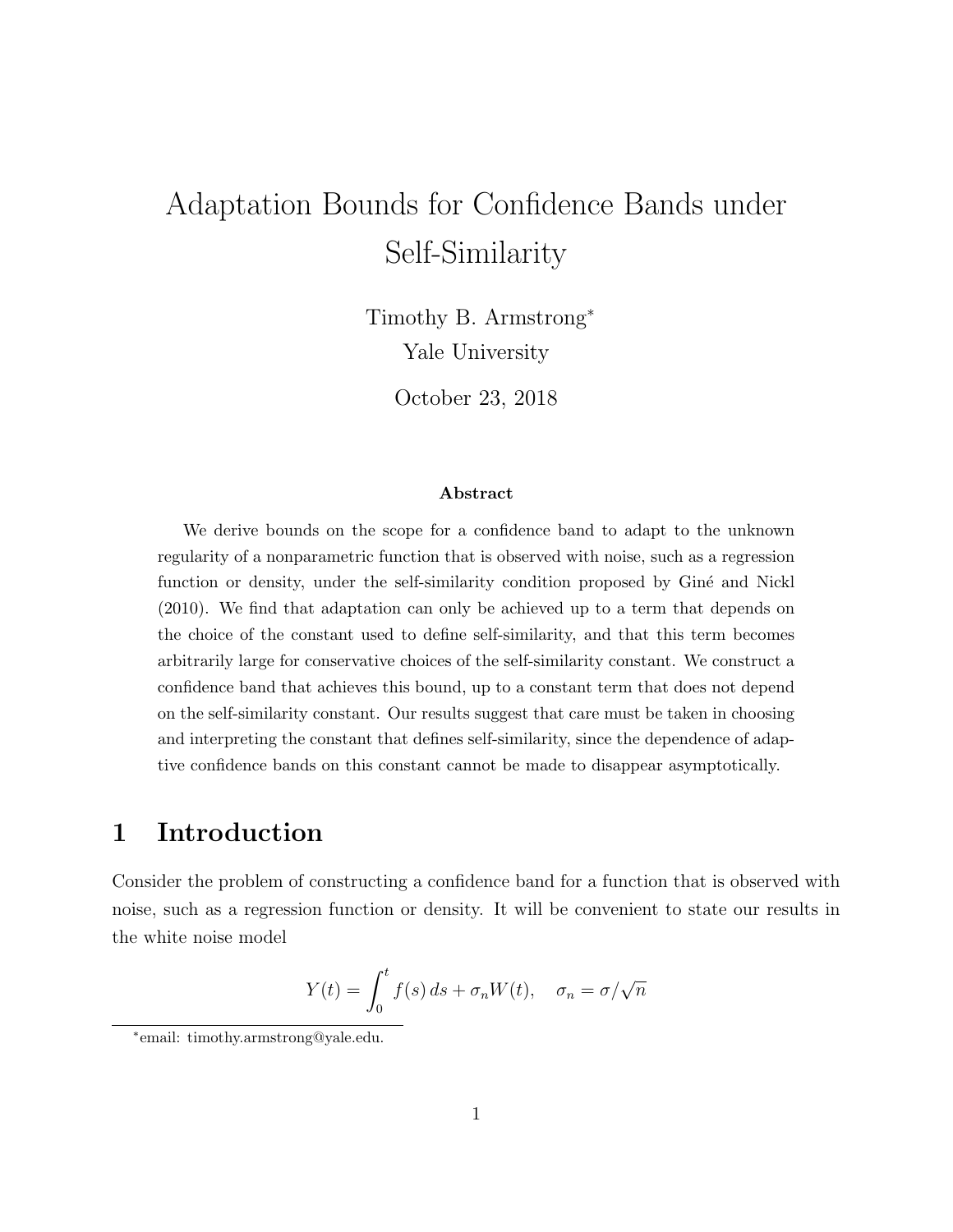# Adaptation Bounds for Confidence Bands under Self-Similarity

Timothy B. Armstrong[*]
Yale University

October 23, 2018

### Abstract

We derive bounds on the scope for a confidence band to adapt to the unknown regularity of a nonparametric function that is observed with noise, such as a regression function or density, under the self-similarity condition proposed by Giné and Nickl (2010). We find that adaptation can only be achieved up to a term that depends on the choice of the constant used to define self-similarity, and that this term becomes arbitrarily large for conservative choices of the self-similarity constant. We construct a confidence band that achieves this bound, up to a constant term that does not depend on the self-similarity constant. Our results suggest that care must be taken in choosing and interpreting the constant that defines self-similarity, since the dependence of adaptive confidence bands on this constant cannot be made to disappear asymptotically.

## 1 Introduction

Consider the problem of constructing a confidence band for a function that is observed with noise, such as a regression function or density. It will be convenient to state our results in the white noise model

$$Y(t) = \int_0^t f(s)\, ds + \sigma_n W(t), \quad \sigma_n = \sigma/\sqrt{n}$$

[*] email: timothy.armstrong@yale.edu.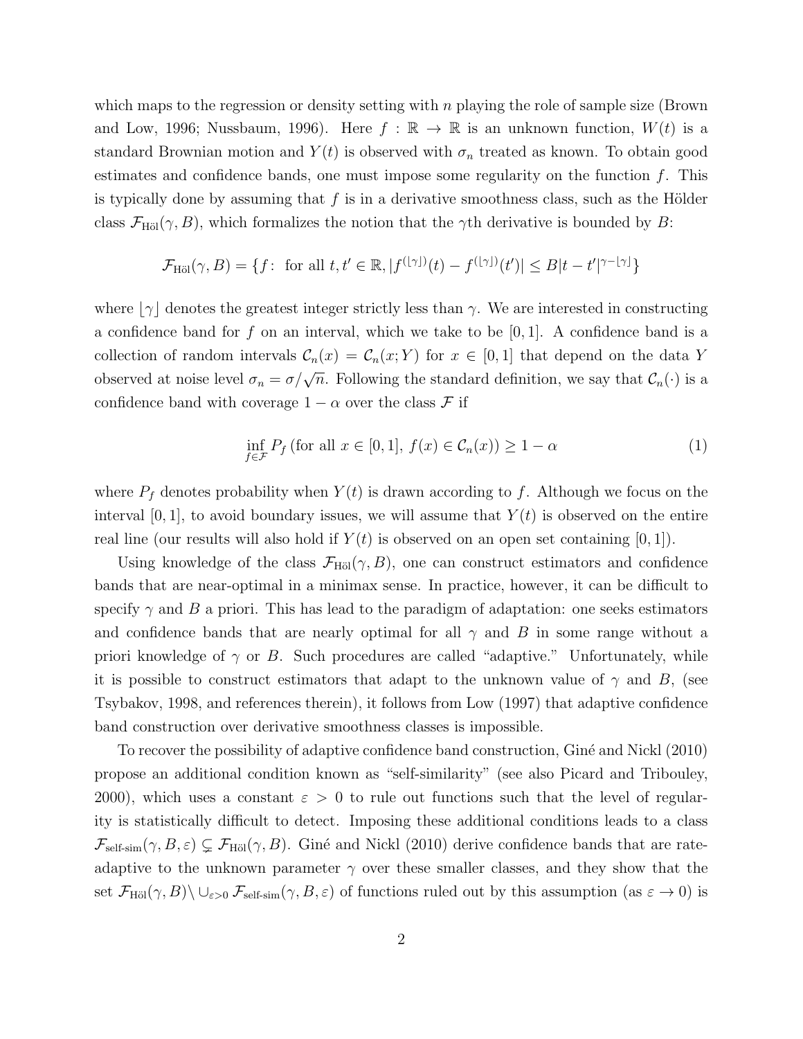which maps to the regression or density setting with $n$ playing the role of sample size (Brown and Low, 1996; Nussbaum, 1996). Here $f : \mathbb{R} \to \mathbb{R}$ is an unknown function, $W(t)$ is a standard Brownian motion and $Y(t)$ is observed with $\sigma_n$ treated as known. To obtain good estimates and confidence bands, one must impose some regularity on the function $f$. This is typically done by assuming that $f$ is in a derivative smoothness class, such as the Hölder class $\mathcal{F}_{\text{Höl}}(\gamma, B)$, which formalizes the notion that the $\gamma$th derivative is bounded by $B$:

$$\mathcal{F}_{\text{Höl}}(\gamma, B) = \{f\colon \text{ for all } t, t' \in \mathbb{R}, |f^{(\lfloor\gamma\rfloor)}(t) - f^{(\lfloor\gamma\rfloor)}(t')| \leq B|t - t'|^{\gamma - \lfloor\gamma\rfloor}\}$$

where $\lfloor\gamma\rfloor$ denotes the greatest integer strictly less than $\gamma$. We are interested in constructing a confidence band for $f$ on an interval, which we take to be $[0, 1]$. A confidence band is a collection of random intervals $\mathcal{C}_n(x) = \mathcal{C}_n(x; Y)$ for $x \in [0, 1]$ that depend on the data $Y$ observed at noise level $\sigma_n = \sigma/\sqrt{n}$. Following the standard definition, we say that $\mathcal{C}_n(\cdot)$ is a confidence band with coverage $1 - \alpha$ over the class $\mathcal{F}$ if

$$\inf_{f \in \mathcal{F}} P_f \left(\text{for all } x \in [0, 1],\ f(x) \in \mathcal{C}_n(x)\right) \geq 1 - \alpha \tag{1}$$

where $P_f$ denotes probability when $Y(t)$ is drawn according to $f$. Although we focus on the interval $[0, 1]$, to avoid boundary issues, we will assume that $Y(t)$ is observed on the entire real line (our results will also hold if $Y(t)$ is observed on an open set containing $[0, 1]$).

Using knowledge of the class $\mathcal{F}_{\text{Höl}}(\gamma, B)$, one can construct estimators and confidence bands that are near-optimal in a minimax sense. In practice, however, it can be difficult to specify $\gamma$ and $B$ a priori. This has lead to the paradigm of adaptation: one seeks estimators and confidence bands that are nearly optimal for all $\gamma$ and $B$ in some range without a priori knowledge of $\gamma$ or $B$. Such procedures are called "adaptive." Unfortunately, while it is possible to construct estimators that adapt to the unknown value of $\gamma$ and $B$, (see Tsybakov, 1998, and references therein), it follows from Low (1997) that adaptive confidence band construction over derivative smoothness classes is impossible.

To recover the possibility of adaptive confidence band construction, Giné and Nickl (2010) propose an additional condition known as "self-similarity" (see also Picard and Tribouley, 2000), which uses a constant $\varepsilon > 0$ to rule out functions such that the level of regularity is statistically difficult to detect. Imposing these additional conditions leads to a class $\mathcal{F}_{\text{self-sim}}(\gamma, B, \varepsilon) \subsetneq \mathcal{F}_{\text{Höl}}(\gamma, B)$. Giné and Nickl (2010) derive confidence bands that are rate-adaptive to the unknown parameter $\gamma$ over these smaller classes, and they show that the set $\mathcal{F}_{\text{Höl}}(\gamma, B) \setminus \cup_{\varepsilon > 0} \mathcal{F}_{\text{self-sim}}(\gamma, B, \varepsilon)$ of functions ruled out by this assumption (as $\varepsilon \to 0$) is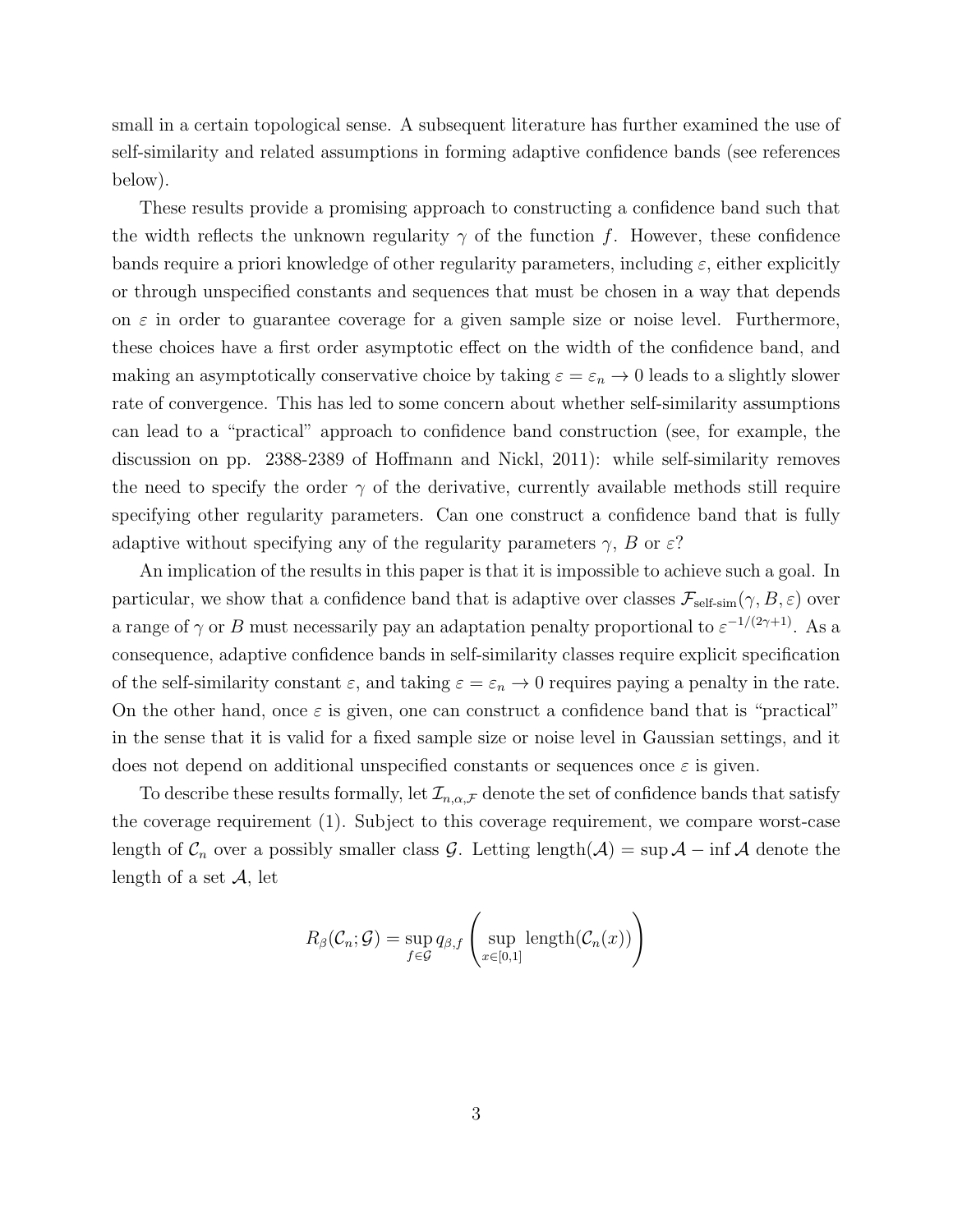small in a certain topological sense. A subsequent literature has further examined the use of self-similarity and related assumptions in forming adaptive confidence bands (see references below).

These results provide a promising approach to constructing a confidence band such that the width reflects the unknown regularity $\gamma$ of the function $f$. However, these confidence bands require a priori knowledge of other regularity parameters, including $\varepsilon$, either explicitly or through unspecified constants and sequences that must be chosen in a way that depends on $\varepsilon$ in order to guarantee coverage for a given sample size or noise level. Furthermore, these choices have a first order asymptotic effect on the width of the confidence band, and making an asymptotically conservative choice by taking $\varepsilon = \varepsilon_n \to 0$ leads to a slightly slower rate of convergence. This has led to some concern about whether self-similarity assumptions can lead to a "practical" approach to confidence band construction (see, for example, the discussion on pp. 2388-2389 of Hoffmann and Nickl, 2011): while self-similarity removes the need to specify the order $\gamma$ of the derivative, currently available methods still require specifying other regularity parameters. Can one construct a confidence band that is fully adaptive without specifying any of the regularity parameters $\gamma$, $B$ or $\varepsilon$?

An implication of the results in this paper is that it is impossible to achieve such a goal. In particular, we show that a confidence band that is adaptive over classes $\mathcal{F}_{\text{self-sim}}(\gamma, B, \varepsilon)$ over a range of $\gamma$ or $B$ must necessarily pay an adaptation penalty proportional to $\varepsilon^{-1/(2\gamma+1)}$. As a consequence, adaptive confidence bands in self-similarity classes require explicit specification of the self-similarity constant $\varepsilon$, and taking $\varepsilon = \varepsilon_n \to 0$ requires paying a penalty in the rate. On the other hand, once $\varepsilon$ is given, one can construct a confidence band that is "practical" in the sense that it is valid for a fixed sample size or noise level in Gaussian settings, and it does not depend on additional unspecified constants or sequences once $\varepsilon$ is given.

To describe these results formally, let $\mathcal{I}_{n,\alpha,\mathcal{F}}$ denote the set of confidence bands that satisfy the coverage requirement (1). Subject to this coverage requirement, we compare worst-case length of $\mathcal{C}_n$ over a possibly smaller class $\mathcal{G}$. Letting $\text{length}(\mathcal{A}) = \sup \mathcal{A} - \inf \mathcal{A}$ denote the length of a set $\mathcal{A}$, let

$$R_\beta(\mathcal{C}_n; \mathcal{G}) = \sup_{f \in \mathcal{G}} q_{\beta,f} \left( \sup_{x \in [0,1]} \text{length}(\mathcal{C}_n(x)) \right)$$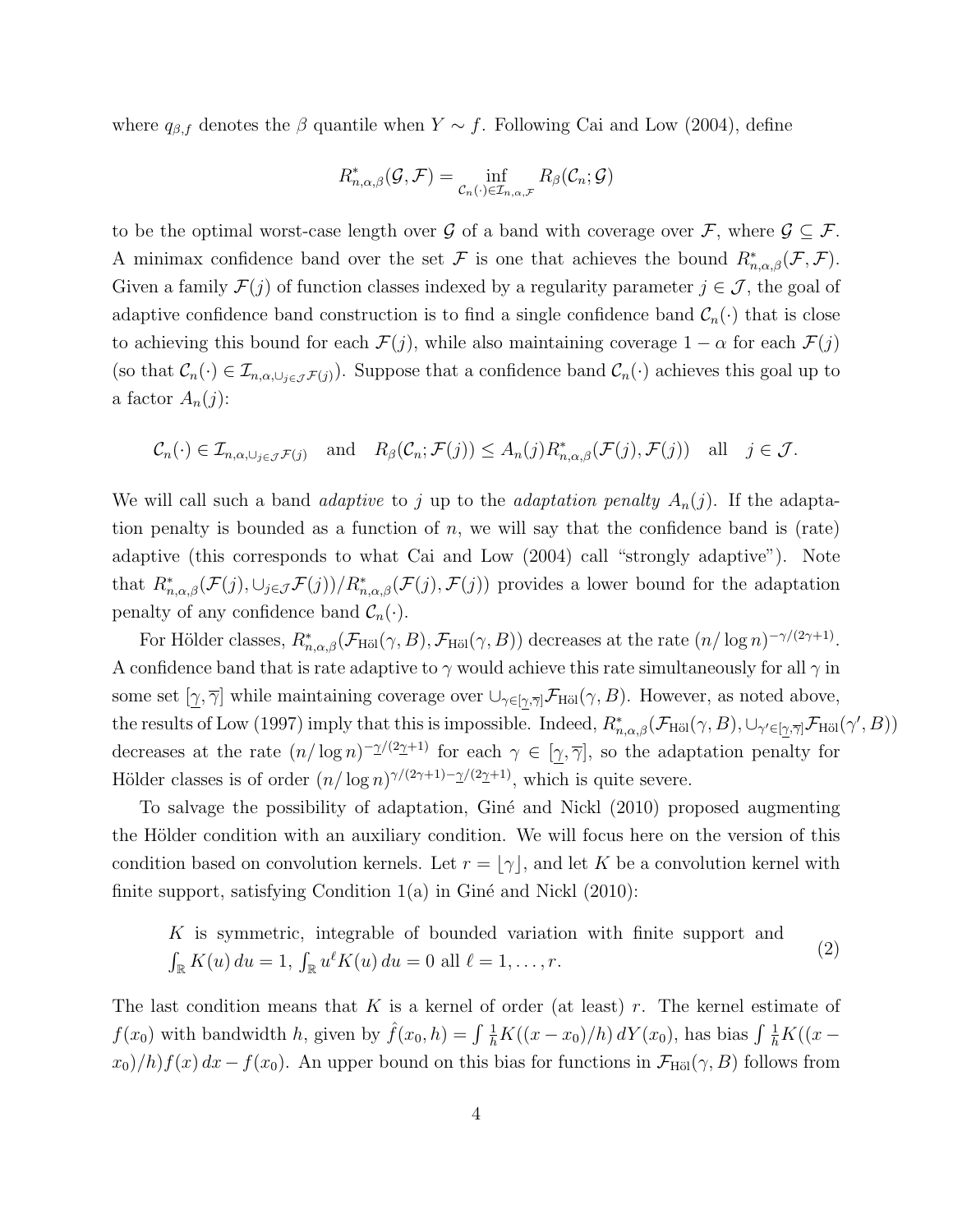where $q_{\beta,f}$ denotes the $\beta$ quantile when $Y \sim f$. Following Cai and Low (2004), define

$$R^*_{n,\alpha,\beta}(\mathcal{G}, \mathcal{F}) = \inf_{\mathcal{C}_n(\cdot) \in \mathcal{I}_{n,\alpha,\mathcal{F}}} R_\beta(\mathcal{C}_n; \mathcal{G})$$

to be the optimal worst-case length over $\mathcal{G}$ of a band with coverage over $\mathcal{F}$, where $\mathcal{G} \subseteq \mathcal{F}$. A minimax confidence band over the set $\mathcal{F}$ is one that achieves the bound $R^*_{n,\alpha,\beta}(\mathcal{F}, \mathcal{F})$. Given a family $\mathcal{F}(j)$ of function classes indexed by a regularity parameter $j \in \mathcal{J}$, the goal of adaptive confidence band construction is to find a single confidence band $\mathcal{C}_n(\cdot)$ that is close to achieving this bound for each $\mathcal{F}(j)$, while also maintaining coverage $1 - \alpha$ for each $\mathcal{F}(j)$ (so that $\mathcal{C}_n(\cdot) \in \mathcal{I}_{n,\alpha,\cup_{j \in \mathcal{J}} \mathcal{F}(j)}$). Suppose that a confidence band $\mathcal{C}_n(\cdot)$ achieves this goal up to a factor $A_n(j)$:

$$\mathcal{C}_n(\cdot) \in \mathcal{I}_{n,\alpha,\cup_{j \in \mathcal{J}} \mathcal{F}(j)} \quad \text{and} \quad R_\beta(\mathcal{C}_n; \mathcal{F}(j)) \leq A_n(j) R^*_{n,\alpha,\beta}(\mathcal{F}(j), \mathcal{F}(j)) \quad \text{all} \quad j \in \mathcal{J}.$$

We will call such a band *adaptive* to $j$ up to the *adaptation penalty* $A_n(j)$. If the adaptation penalty is bounded as a function of $n$, we will say that the confidence band is (rate) adaptive (this corresponds to what Cai and Low (2004) call "strongly adaptive"). Note that $R^*_{n,\alpha,\beta}(\mathcal{F}(j), \cup_{j \in \mathcal{J}} \mathcal{F}(j))/R^*_{n,\alpha,\beta}(\mathcal{F}(j), \mathcal{F}(j))$ provides a lower bound for the adaptation penalty of any confidence band $\mathcal{C}_n(\cdot)$.

For Hölder classes, $R^*_{n,\alpha,\beta}(\mathcal{F}_{\text{Höl}}(\gamma, B), \mathcal{F}_{\text{Höl}}(\gamma, B))$ decreases at the rate $(n/\log n)^{-\gamma/(2\gamma+1)}$. A confidence band that is rate adaptive to $\gamma$ would achieve this rate simultaneously for all $\gamma$ in some set $[\underline{\gamma}, \overline{\gamma}]$ while maintaining coverage over $\cup_{\gamma \in [\underline{\gamma}, \overline{\gamma}]} \mathcal{F}_{\text{Höl}}(\gamma, B)$. However, as noted above, the results of Low (1997) imply that this is impossible. Indeed, $R^*_{n,\alpha,\beta}(\mathcal{F}_{\text{Höl}}(\gamma, B), \cup_{\gamma' \in [\underline{\gamma}, \overline{\gamma}]} \mathcal{F}_{\text{Höl}}(\gamma', B))$ decreases at the rate $(n/\log n)^{-\underline{\gamma}/(2\underline{\gamma}+1)}$ for each $\gamma \in [\underline{\gamma}, \overline{\gamma}]$, so the adaptation penalty for Hölder classes is of order $(n/\log n)^{\gamma/(2\gamma+1) - \underline{\gamma}/(2\underline{\gamma}+1)}$, which is quite severe.

To salvage the possibility of adaptation, Giné and Nickl (2010) proposed augmenting the Hölder condition with an auxiliary condition. We will focus here on the version of this condition based on convolution kernels. Let $r = \lfloor \gamma \rfloor$, and let $K$ be a convolution kernel with finite support, satisfying Condition 1(a) in Giné and Nickl (2010):

$$\text{$K$ is symmetric, integrable of bounded variation with finite support and } \int_{\mathbb{R}} K(u)\,du = 1,\ \int_{\mathbb{R}} u^\ell K(u)\,du = 0 \text{ all } \ell = 1, \ldots, r. \tag{2}$$

The last condition means that $K$ is a kernel of order (at least) $r$. The kernel estimate of $f(x_0)$ with bandwidth $h$, given by $\hat{f}(x_0, h) = \int \frac{1}{h} K((x - x_0)/h)\,dY(x_0)$, has bias $\int \frac{1}{h} K((x - x_0)/h) f(x)\,dx - f(x_0)$. An upper bound on this bias for functions in $\mathcal{F}_{\text{Höl}}(\gamma, B)$ follows from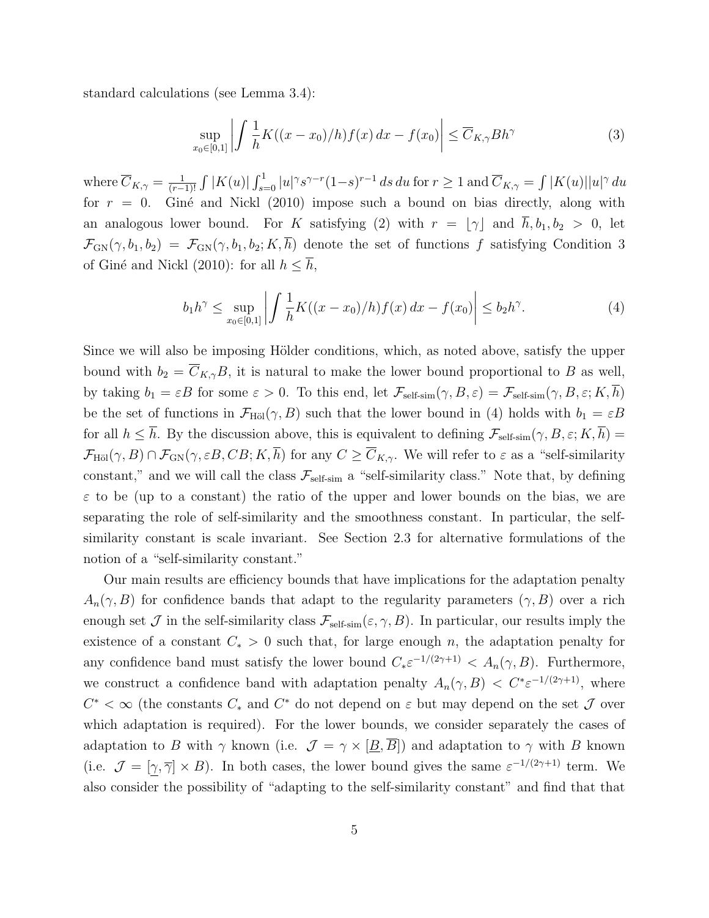standard calculations (see Lemma 3.4):

$$\sup_{x_0 \in [0,1]} \left| \int \frac{1}{h} K((x - x_0)/h) f(x)\, dx - f(x_0) \right| \leq \overline{C}_{K,\gamma} B h^{\gamma} \tag{3}$$

where $\overline{C}_{K,\gamma} = \frac{1}{(r-1)!} \int |K(u)| \int_{s=0}^{1} |u|^{\gamma} s^{\gamma - r} (1-s)^{r-1}\, ds\, du$ for $r \geq 1$ and $\overline{C}_{K,\gamma} = \int |K(u)| |u|^{\gamma}\, du$ for $r = 0$. Giné and Nickl (2010) impose such a bound on bias directly, along with an analogous lower bound. For $K$ satisfying (2) with $r = \lfloor \gamma \rfloor$ and $\overline{h}, b_1, b_2 > 0$, let $\mathcal{F}_{\text{GN}}(\gamma, b_1, b_2) = \mathcal{F}_{\text{GN}}(\gamma, b_1, b_2; K, \overline{h})$ denote the set of functions $f$ satisfying Condition 3 of Giné and Nickl (2010): for all $h \leq \overline{h}$,

$$b_1 h^{\gamma} \leq \sup_{x_0 \in [0,1]} \left| \int \frac{1}{h} K((x - x_0)/h) f(x)\, dx - f(x_0) \right| \leq b_2 h^{\gamma}. \tag{4}$$

Since we will also be imposing Hölder conditions, which, as noted above, satisfy the upper bound with $b_2 = \overline{C}_{K,\gamma} B$, it is natural to make the lower bound proportional to $B$ as well, by taking $b_1 = \varepsilon B$ for some $\varepsilon > 0$. To this end, let $\mathcal{F}_{\text{self-sim}}(\gamma, B, \varepsilon) = \mathcal{F}_{\text{self-sim}}(\gamma, B, \varepsilon; K, \overline{h})$ be the set of functions in $\mathcal{F}_{\text{Höl}}(\gamma, B)$ such that the lower bound in (4) holds with $b_1 = \varepsilon B$ for all $h \leq \overline{h}$. By the discussion above, this is equivalent to defining $\mathcal{F}_{\text{self-sim}}(\gamma, B, \varepsilon; K, \overline{h}) = \mathcal{F}_{\text{Höl}}(\gamma, B) \cap \mathcal{F}_{\text{GN}}(\gamma, \varepsilon B, CB; K, \overline{h})$ for any $C \geq \overline{C}_{K,\gamma}$. We will refer to $\varepsilon$ as a "self-similarity constant," and we will call the class $\mathcal{F}_{\text{self-sim}}$ a "self-similarity class." Note that, by defining $\varepsilon$ to be (up to a constant) the ratio of the upper and lower bounds on the bias, we are separating the role of self-similarity and the smoothness constant. In particular, the self-similarity constant is scale invariant. See Section 2.3 for alternative formulations of the notion of a "self-similarity constant."

Our main results are efficiency bounds that have implications for the adaptation penalty $A_n(\gamma, B)$ for confidence bands that adapt to the regularity parameters $(\gamma, B)$ over a rich enough set $\mathcal{J}$ in the self-similarity class $\mathcal{F}_{\text{self-sim}}(\varepsilon, \gamma, B)$. In particular, our results imply the existence of a constant $C_* > 0$ such that, for large enough $n$, the adaptation penalty for any confidence band must satisfy the lower bound $C_* \varepsilon^{-1/(2\gamma+1)} < A_n(\gamma, B)$. Furthermore, we construct a confidence band with adaptation penalty $A_n(\gamma, B) < C^* \varepsilon^{-1/(2\gamma+1)}$, where $C^* < \infty$ (the constants $C_*$ and $C^*$ do not depend on $\varepsilon$ but may depend on the set $\mathcal{J}$ over which adaptation is required). For the lower bounds, we consider separately the cases of adaptation to $B$ with $\gamma$ known (i.e. $\mathcal{J} = \gamma \times [\underline{B}, \overline{B}]$) and adaptation to $\gamma$ with $B$ known (i.e. $\mathcal{J} = [\underline{\gamma}, \overline{\gamma}] \times B$). In both cases, the lower bound gives the same $\varepsilon^{-1/(2\gamma+1)}$ term. We also consider the possibility of "adapting to the self-similarity constant" and find that that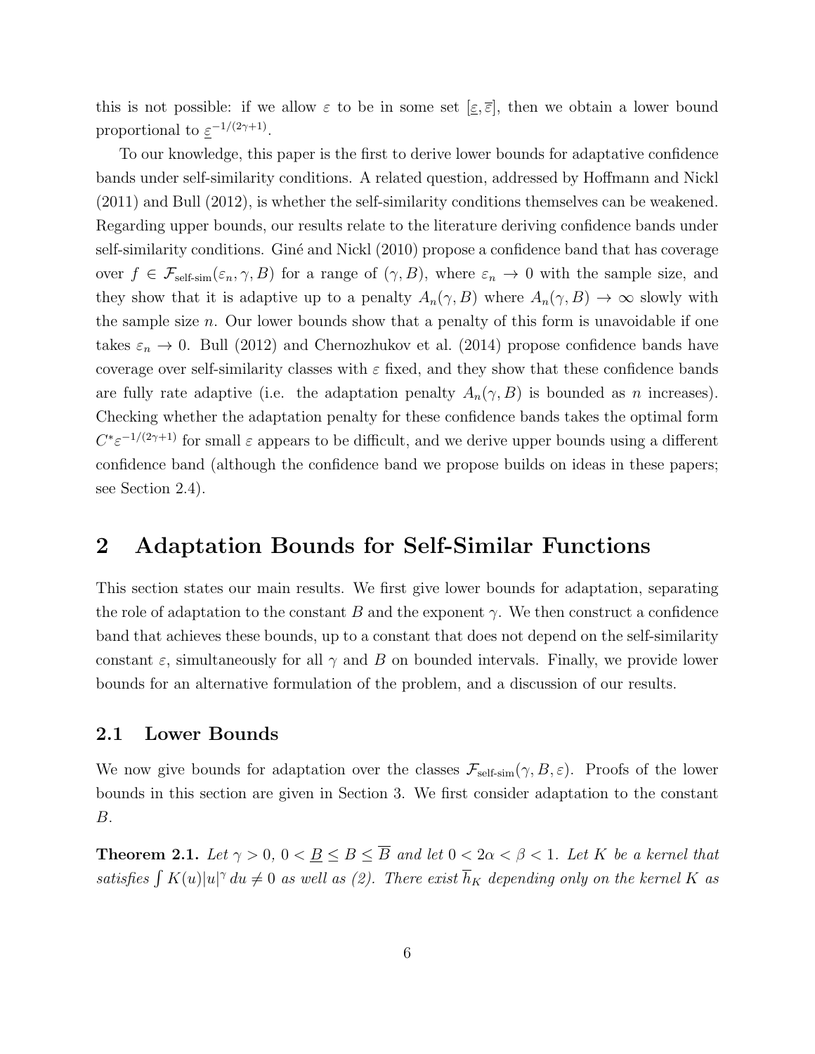this is not possible: if we allow $\varepsilon$ to be in some set $[\underline{\varepsilon}, \overline{\varepsilon}]$, then we obtain a lower bound proportional to $\underline{\varepsilon}^{-1/(2\gamma+1)}$.

To our knowledge, this paper is the first to derive lower bounds for adaptative confidence bands under self-similarity conditions. A related question, addressed by Hoffmann and Nickl (2011) and Bull (2012), is whether the self-similarity conditions themselves can be weakened. Regarding upper bounds, our results relate to the literature deriving confidence bands under self-similarity conditions. Giné and Nickl (2010) propose a confidence band that has coverage over $f \in \mathcal{F}_{\text{self-sim}}(\varepsilon_n, \gamma, B)$ for a range of $(\gamma, B)$, where $\varepsilon_n \to 0$ with the sample size, and they show that it is adaptive up to a penalty $A_n(\gamma, B)$ where $A_n(\gamma, B) \to \infty$ slowly with the sample size $n$. Our lower bounds show that a penalty of this form is unavoidable if one takes $\varepsilon_n \to 0$. Bull (2012) and Chernozhukov et al. (2014) propose confidence bands have coverage over self-similarity classes with $\varepsilon$ fixed, and they show that these confidence bands are fully rate adaptive (i.e. the adaptation penalty $A_n(\gamma, B)$ is bounded as $n$ increases). Checking whether the adaptation penalty for these confidence bands takes the optimal form $C^* \varepsilon^{-1/(2\gamma+1)}$ for small $\varepsilon$ appears to be difficult, and we derive upper bounds using a different confidence band (although the confidence band we propose builds on ideas in these papers; see Section 2.4).

# 2 Adaptation Bounds for Self-Similar Functions

This section states our main results. We first give lower bounds for adaptation, separating the role of adaptation to the constant $B$ and the exponent $\gamma$. We then construct a confidence band that achieves these bounds, up to a constant that does not depend on the self-similarity constant $\varepsilon$, simultaneously for all $\gamma$ and $B$ on bounded intervals. Finally, we provide lower bounds for an alternative formulation of the problem, and a discussion of our results.

## 2.1 Lower Bounds

We now give bounds for adaptation over the classes $\mathcal{F}_{\text{self-sim}}(\gamma, B, \varepsilon)$. Proofs of the lower bounds in this section are given in Section 3. We first consider adaptation to the constant $B$.

**Theorem 2.1.** *Let $\gamma > 0$, $0 < \underline{B} \leq B \leq \overline{B}$ and let $0 < 2\alpha < \beta < 1$. Let $K$ be a kernel that satisfies $\int K(u)|u|^\gamma \, du \neq 0$ as well as (2). There exist $\overline{h}_K$ depending only on the kernel $K$ as*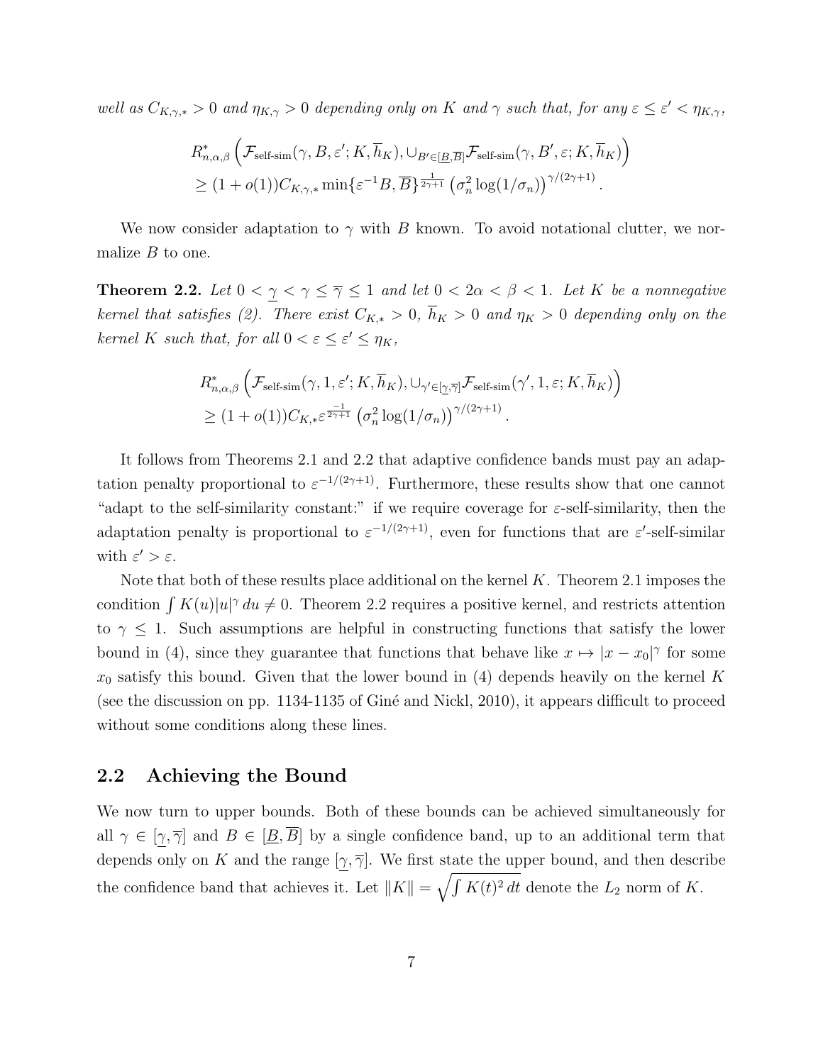*well as $C_{K,\gamma,*} > 0$ and $\eta_{K,\gamma} > 0$ depending only on $K$ and $\gamma$ such that, for any $\varepsilon \le \varepsilon' < \eta_{K,\gamma}$,*

$$
\begin{aligned}
&R^*_{n,\alpha,\beta}\left(\mathcal{F}_{\text{self-sim}}(\gamma, B, \varepsilon'; K, \overline{h}_K), \cup_{B' \in [\underline{B}, \overline{B}]} \mathcal{F}_{\text{self-sim}}(\gamma, B', \varepsilon; K, \overline{h}_K)\right) \\
&\geq (1 + o(1)) C_{K,\gamma,*} \min\{\varepsilon^{-1} B, \overline{B}\}^{\frac{1}{2\gamma+1}} \left(\sigma_n^2 \log(1/\sigma_n)\right)^{\gamma/(2\gamma+1)}.
\end{aligned}
$$

We now consider adaptation to $\gamma$ with $B$ known. To avoid notational clutter, we normalize $B$ to one.

**Theorem 2.2.** *Let $0 < \underline{\gamma} < \gamma \le \overline{\gamma} \le 1$ and let $0 < 2\alpha < \beta < 1$. Let $K$ be a nonnegative kernel that satisfies (2). There exist $C_{K,*} > 0$, $\overline{h}_K > 0$ and $\eta_K > 0$ depending only on the kernel $K$ such that, for all $0 < \varepsilon \le \varepsilon' \le \eta_K$,*

$$
\begin{aligned}
&R^*_{n,\alpha,\beta}\left(\mathcal{F}_{\text{self-sim}}(\gamma, 1, \varepsilon'; K, \overline{h}_K), \cup_{\gamma' \in [\underline{\gamma}, \overline{\gamma}]} \mathcal{F}_{\text{self-sim}}(\gamma', 1, \varepsilon; K, \overline{h}_K)\right) \\
&\geq (1 + o(1)) C_{K,*} \varepsilon^{\frac{-1}{2\gamma+1}} \left(\sigma_n^2 \log(1/\sigma_n)\right)^{\gamma/(2\gamma+1)}.
\end{aligned}
$$

It follows from Theorems 2.1 and 2.2 that adaptive confidence bands must pay an adaptation penalty proportional to $\varepsilon^{-1/(2\gamma+1)}$. Furthermore, these results show that one cannot "adapt to the self-similarity constant:" if we require coverage for $\varepsilon$-self-similarity, then the adaptation penalty is proportional to $\varepsilon^{-1/(2\gamma+1)}$, even for functions that are $\varepsilon'$-self-similar with $\varepsilon' > \varepsilon$.

Note that both of these results place additional on the kernel $K$. Theorem 2.1 imposes the condition $\int K(u)|u|^\gamma \, du \neq 0$. Theorem 2.2 requires a positive kernel, and restricts attention to $\gamma \le 1$. Such assumptions are helpful in constructing functions that satisfy the lower bound in (4), since they guarantee that functions that behave like $x \mapsto |x - x_0|^\gamma$ for some $x_0$ satisfy this bound. Given that the lower bound in (4) depends heavily on the kernel $K$ (see the discussion on pp. 1134-1135 of Giné and Nickl, 2010), it appears difficult to proceed without some conditions along these lines.

## 2.2 Achieving the Bound

We now turn to upper bounds. Both of these bounds can be achieved simultaneously for all $\gamma \in [\underline{\gamma}, \overline{\gamma}]$ and $B \in [\underline{B}, \overline{B}]$ by a single confidence band, up to an additional term that depends only on $K$ and the range $[\underline{\gamma}, \overline{\gamma}]$. We first state the upper bound, and then describe the confidence band that achieves it. Let $\|K\| = \sqrt{\int K(t)^2 \, dt}$ denote the $L_2$ norm of $K$.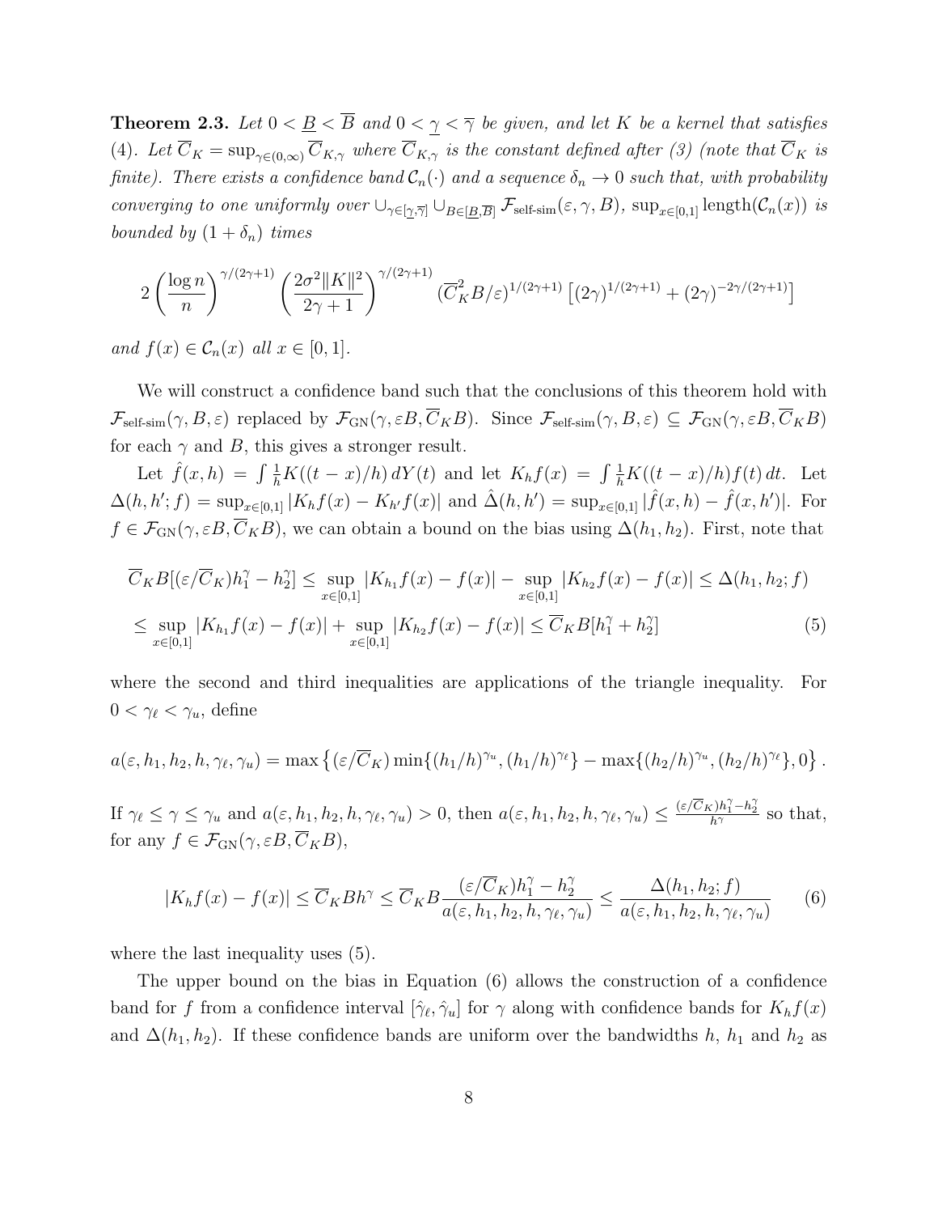**Theorem 2.3.** *Let $0 < \underline{B} < \overline{B}$ and $0 < \underline{\gamma} < \overline{\gamma}$ be given, and let $K$ be a kernel that satisfies (4). Let $\overline{C}_K = \sup_{\gamma \in (0,\infty)} \overline{C}_{K,\gamma}$ where $\overline{C}_{K,\gamma}$ is the constant defined after (3) (note that $\overline{C}_K$ is finite). There exists a confidence band $\mathcal{C}_n(\cdot)$ and a sequence $\delta_n \to 0$ such that, with probability converging to one uniformly over $\cup_{\gamma \in [\underline{\gamma},\overline{\gamma}]} \cup_{B \in [\underline{B},\overline{B}]} \mathcal{F}_{\text{self-sim}}(\varepsilon, \gamma, B)$, $\sup_{x\in[0,1]} \text{length}(\mathcal{C}_n(x))$ is bounded by $(1 + \delta_n)$ times*

$$2\left(\frac{\log n}{n}\right)^{\gamma/(2\gamma+1)} \left(\frac{2\sigma^2 \|K\|^2}{2\gamma+1}\right)^{\gamma/(2\gamma+1)} (\overline{C}_K^2 B/\varepsilon)^{1/(2\gamma+1)} \left[(2\gamma)^{1/(2\gamma+1)} + (2\gamma)^{-2\gamma/(2\gamma+1)}\right]$$

*and $f(x) \in \mathcal{C}_n(x)$ all $x \in [0, 1]$.*

We will construct a confidence band such that the conclusions of this theorem hold with $\mathcal{F}_{\text{self-sim}}(\gamma, B, \varepsilon)$ replaced by $\mathcal{F}_{\text{GN}}(\gamma, \varepsilon B, \overline{C}_K B)$. Since $\mathcal{F}_{\text{self-sim}}(\gamma, B, \varepsilon) \subseteq \mathcal{F}_{\text{GN}}(\gamma, \varepsilon B, \overline{C}_K B)$ for each $\gamma$ and $B$, this gives a stronger result.

Let $\hat{f}(x, h) = \int \frac{1}{h} K((t - x)/h)\, dY(t)$ and let $K_h f(x) = \int \frac{1}{h} K((t - x)/h) f(t)\, dt$. Let $\Delta(h, h'; f) = \sup_{x\in[0,1]} |K_h f(x) - K_{h'} f(x)|$ and $\hat{\Delta}(h, h') = \sup_{x\in[0,1]} |\hat{f}(x, h) - \hat{f}(x, h')|$. For $f \in \mathcal{F}_{\text{GN}}(\gamma, \varepsilon B, \overline{C}_K B)$, we can obtain a bound on the bias using $\Delta(h_1, h_2)$. First, note that

$$\begin{aligned}
\overline{C}_K B[(\varepsilon/\overline{C}_K)h_1^\gamma - h_2^\gamma] &\leq \sup_{x\in[0,1]} |K_{h_1} f(x) - f(x)| - \sup_{x\in[0,1]} |K_{h_2} f(x) - f(x)| \leq \Delta(h_1, h_2; f) \\
&\leq \sup_{x\in[0,1]} |K_{h_1} f(x) - f(x)| + \sup_{x\in[0,1]} |K_{h_2} f(x) - f(x)| \leq \overline{C}_K B[h_1^\gamma + h_2^\gamma] \qquad (5)
\end{aligned}$$

where the second and third inequalities are applications of the triangle inequality. For $0 < \gamma_\ell < \gamma_u$, define

$$a(\varepsilon, h_1, h_2, h, \gamma_\ell, \gamma_u) = \max\left\{(\varepsilon/\overline{C}_K) \min\{(h_1/h)^{\gamma_u}, (h_1/h)^{\gamma_\ell}\} - \max\{(h_2/h)^{\gamma_u}, (h_2/h)^{\gamma_\ell}\}, 0\right\}.$$

If $\gamma_\ell \leq \gamma \leq \gamma_u$ and $a(\varepsilon, h_1, h_2, h, \gamma_\ell, \gamma_u) > 0$, then $a(\varepsilon, h_1, h_2, h, \gamma_\ell, \gamma_u) \leq \frac{(\varepsilon/\overline{C}_K)h_1^\gamma - h_2^\gamma}{h^\gamma}$ so that, for any $f \in \mathcal{F}_{\text{GN}}(\gamma, \varepsilon B, \overline{C}_K B)$,

$$|K_h f(x) - f(x)| \leq \overline{C}_K B h^\gamma \leq \overline{C}_K B \frac{(\varepsilon/\overline{C}_K)h_1^\gamma - h_2^\gamma}{a(\varepsilon, h_1, h_2, h, \gamma_\ell, \gamma_u)} \leq \frac{\Delta(h_1, h_2; f)}{a(\varepsilon, h_1, h_2, h, \gamma_\ell, \gamma_u)} \qquad (6)$$

where the last inequality uses (5).

The upper bound on the bias in Equation (6) allows the construction of a confidence band for $f$ from a confidence interval $[\hat{\gamma}_\ell, \hat{\gamma}_u]$ for $\gamma$ along with confidence bands for $K_h f(x)$ and $\Delta(h_1, h_2)$. If these confidence bands are uniform over the bandwidths $h$, $h_1$ and $h_2$ as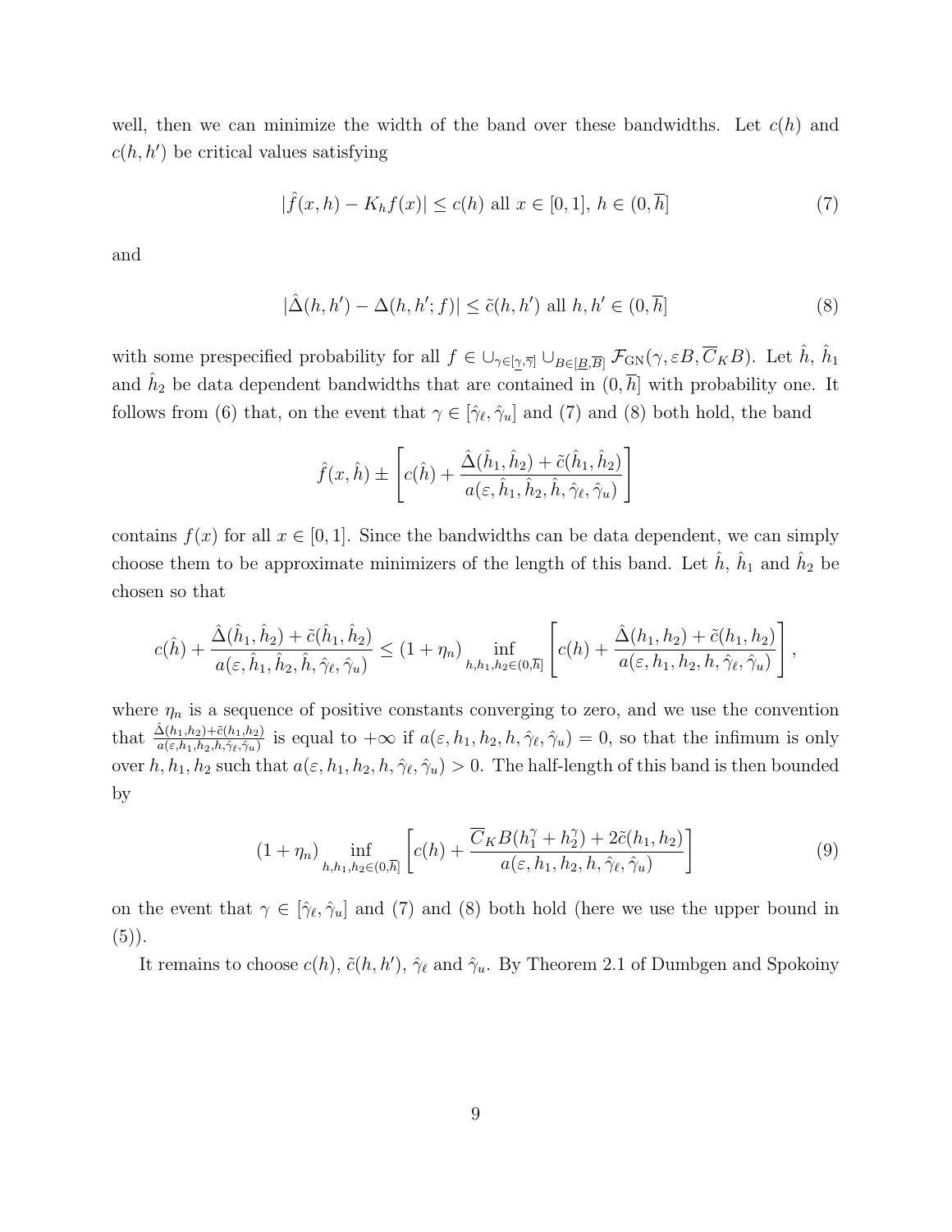well, then we can minimize the width of the band over these bandwidths. Let $c(h)$ and $c(h, h')$ be critical values satisfying

$$|\hat{f}(x, h) - K_h f(x)| \leq c(h) \text{ all } x \in [0, 1],\ h \in (0, \overline{h}] \tag{7}$$

and

$$|\hat{\Delta}(h, h') - \Delta(h, h'; f)| \leq \tilde{c}(h, h') \text{ all } h, h' \in (0, \overline{h}] \tag{8}$$

with some prespecified probability for all $f \in \cup_{\gamma \in [\underline{\gamma}, \overline{\gamma}]} \cup_{B \in [\underline{B}, \overline{B}]} \mathcal{F}_{\text{GN}}(\gamma, \varepsilon B, \overline{C}_K B)$. Let $\hat{h}$, $\hat{h}_1$ and $\hat{h}_2$ be data dependent bandwidths that are contained in $(0, \overline{h}]$ with probability one. It follows from (6) that, on the event that $\gamma \in [\hat{\gamma}_\ell, \hat{\gamma}_u]$ and (7) and (8) both hold, the band

$$\hat{f}(x, \hat{h}) \pm \left[ c(\hat{h}) + \frac{\hat{\Delta}(\hat{h}_1, \hat{h}_2) + \tilde{c}(\hat{h}_1, \hat{h}_2)}{a(\varepsilon, \hat{h}_1, \hat{h}_2, \hat{h}, \hat{\gamma}_\ell, \hat{\gamma}_u)} \right]$$

contains $f(x)$ for all $x \in [0, 1]$. Since the bandwidths can be data dependent, we can simply choose them to be approximate minimizers of the length of this band. Let $\hat{h}$, $\hat{h}_1$ and $\hat{h}_2$ be chosen so that

$$c(\hat{h}) + \frac{\hat{\Delta}(\hat{h}_1, \hat{h}_2) + \tilde{c}(\hat{h}_1, \hat{h}_2)}{a(\varepsilon, \hat{h}_1, \hat{h}_2, \hat{h}, \hat{\gamma}_\ell, \hat{\gamma}_u)} \leq (1 + \eta_n) \inf_{h, h_1, h_2 \in (0, \overline{h}]} \left[ c(h) + \frac{\hat{\Delta}(h_1, h_2) + \tilde{c}(h_1, h_2)}{a(\varepsilon, h_1, h_2, h, \hat{\gamma}_\ell, \hat{\gamma}_u)} \right],$$

where $\eta_n$ is a sequence of positive constants converging to zero, and we use the convention that $\frac{\hat{\Delta}(h_1, h_2) + \tilde{c}(h_1, h_2)}{a(\varepsilon, h_1, h_2, h, \hat{\gamma}_\ell, \hat{\gamma}_u)}$ is equal to $+\infty$ if $a(\varepsilon, h_1, h_2, h, \hat{\gamma}_\ell, \hat{\gamma}_u) = 0$, so that the infimum is only over $h, h_1, h_2$ such that $a(\varepsilon, h_1, h_2, h, \hat{\gamma}_\ell, \hat{\gamma}_u) > 0$. The half-length of this band is then bounded by

$$(1 + \eta_n) \inf_{h, h_1, h_2 \in (0, \overline{h}]} \left[ c(h) + \frac{\overline{C}_K B(h_1^\gamma + h_2^\gamma) + 2\tilde{c}(h_1, h_2)}{a(\varepsilon, h_1, h_2, h, \hat{\gamma}_\ell, \hat{\gamma}_u)} \right] \tag{9}$$

on the event that $\gamma \in [\hat{\gamma}_\ell, \hat{\gamma}_u]$ and (7) and (8) both hold (here we use the upper bound in (5)).

It remains to choose $c(h)$, $\tilde{c}(h, h')$, $\hat{\gamma}_\ell$ and $\hat{\gamma}_u$. By Theorem 2.1 of Dumbgen and Spokoiny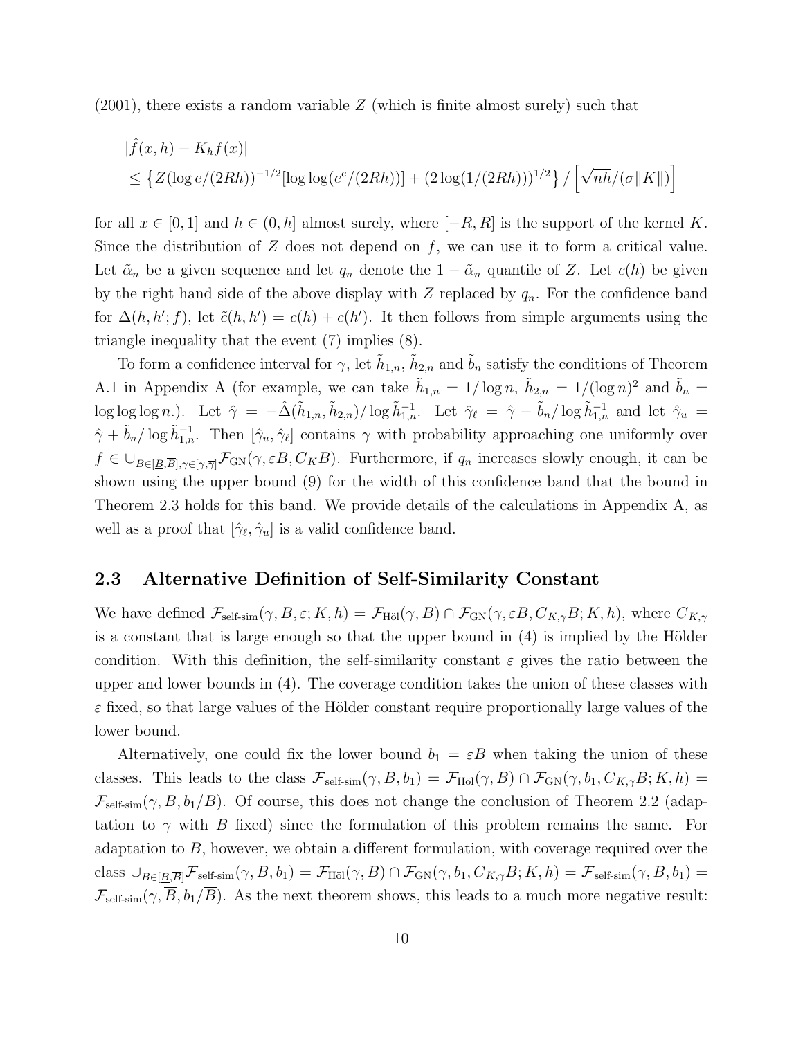(2001), there exists a random variable $Z$ (which is finite almost surely) such that

$$
\begin{aligned}
&|\hat{f}(x,h) - K_h f(x)| \\
&\leq \left\{ Z(\log e/(2Rh))^{-1/2} [\log\log(e^e/(2Rh))] + (2\log(1/(2Rh)))^{1/2} \right\} / \left[ \sqrt{nh}/(\sigma\|K\|) \right]
\end{aligned}
$$

for all $x \in [0,1]$ and $h \in (0, \overline{h}]$ almost surely, where $[-R, R]$ is the support of the kernel $K$. Since the distribution of $Z$ does not depend on $f$, we can use it to form a critical value. Let $\tilde{\alpha}_n$ be a given sequence and let $q_n$ denote the $1 - \tilde{\alpha}_n$ quantile of $Z$. Let $c(h)$ be given by the right hand side of the above display with $Z$ replaced by $q_n$. For the confidence band for $\Delta(h, h'; f)$, let $\tilde{c}(h, h') = c(h) + c(h')$. It then follows from simple arguments using the triangle inequality that the event (7) implies (8).

To form a confidence interval for $\gamma$, let $\tilde{h}_{1,n}$, $\tilde{h}_{2,n}$ and $\tilde{b}_n$ satisfy the conditions of Theorem A.1 in Appendix A (for example, we can take $\tilde{h}_{1,n} = 1/\log n$, $\tilde{h}_{2,n} = 1/(\log n)^2$ and $\tilde{b}_n = \log\log\log n$.). Let $\hat{\gamma} = -\hat{\Delta}(\tilde{h}_{1,n}, \tilde{h}_{2,n})/\log \tilde{h}_{1,n}^{-1}$. Let $\hat{\gamma}_\ell = \hat{\gamma} - \tilde{b}_n/\log \tilde{h}_{1,n}^{-1}$ and let $\hat{\gamma}_u = \hat{\gamma} + \tilde{b}_n/\log \tilde{h}_{1,n}^{-1}$. Then $[\hat{\gamma}_u, \hat{\gamma}_\ell]$ contains $\gamma$ with probability approaching one uniformly over $f \in \cup_{B \in [\underline{B}, \overline{B}], \gamma \in [\underline{\gamma}, \overline{\gamma}]} \mathcal{F}_{\text{GN}}(\gamma, \varepsilon B, \overline{C}_K B)$. Furthermore, if $q_n$ increases slowly enough, it can be shown using the upper bound (9) for the width of this confidence band that the bound in Theorem 2.3 holds for this band. We provide details of the calculations in Appendix A, as well as a proof that $[\hat{\gamma}_\ell, \hat{\gamma}_u]$ is a valid confidence band.

## 2.3 Alternative Definition of Self-Similarity Constant

We have defined $\mathcal{F}_{\text{self-sim}}(\gamma, B, \varepsilon; K, \overline{h}) = \mathcal{F}_{\text{Höl}}(\gamma, B) \cap \mathcal{F}_{\text{GN}}(\gamma, \varepsilon B, \overline{C}_{K,\gamma} B; K, \overline{h})$, where $\overline{C}_{K,\gamma}$ is a constant that is large enough so that the upper bound in (4) is implied by the Hölder condition. With this definition, the self-similarity constant $\varepsilon$ gives the ratio between the upper and lower bounds in (4). The coverage condition takes the union of these classes with $\varepsilon$ fixed, so that large values of the Hölder constant require proportionally large values of the lower bound.

Alternatively, one could fix the lower bound $b_1 = \varepsilon B$ when taking the union of these classes. This leads to the class $\overline{\mathcal{F}}_{\text{self-sim}}(\gamma, B, b_1) = \mathcal{F}_{\text{Höl}}(\gamma, B) \cap \mathcal{F}_{\text{GN}}(\gamma, b_1, \overline{C}_{K,\gamma} B; K, \overline{h}) = \mathcal{F}_{\text{self-sim}}(\gamma, B, b_1/B)$. Of course, this does not change the conclusion of Theorem 2.2 (adaptation to $\gamma$ with $B$ fixed) since the formulation of this problem remains the same. For adaptation to $B$, however, we obtain a different formulation, with coverage required over the class $\cup_{B \in [\underline{B}, \overline{B}]} \overline{\mathcal{F}}_{\text{self-sim}}(\gamma, B, b_1) = \mathcal{F}_{\text{Höl}}(\gamma, \overline{B}) \cap \mathcal{F}_{\text{GN}}(\gamma, b_1, \overline{C}_{K,\gamma} B; K, \overline{h}) = \overline{\mathcal{F}}_{\text{self-sim}}(\gamma, \overline{B}, b_1) = \mathcal{F}_{\text{self-sim}}(\gamma, \overline{B}, b_1/\overline{B})$. As the next theorem shows, this leads to a much more negative result: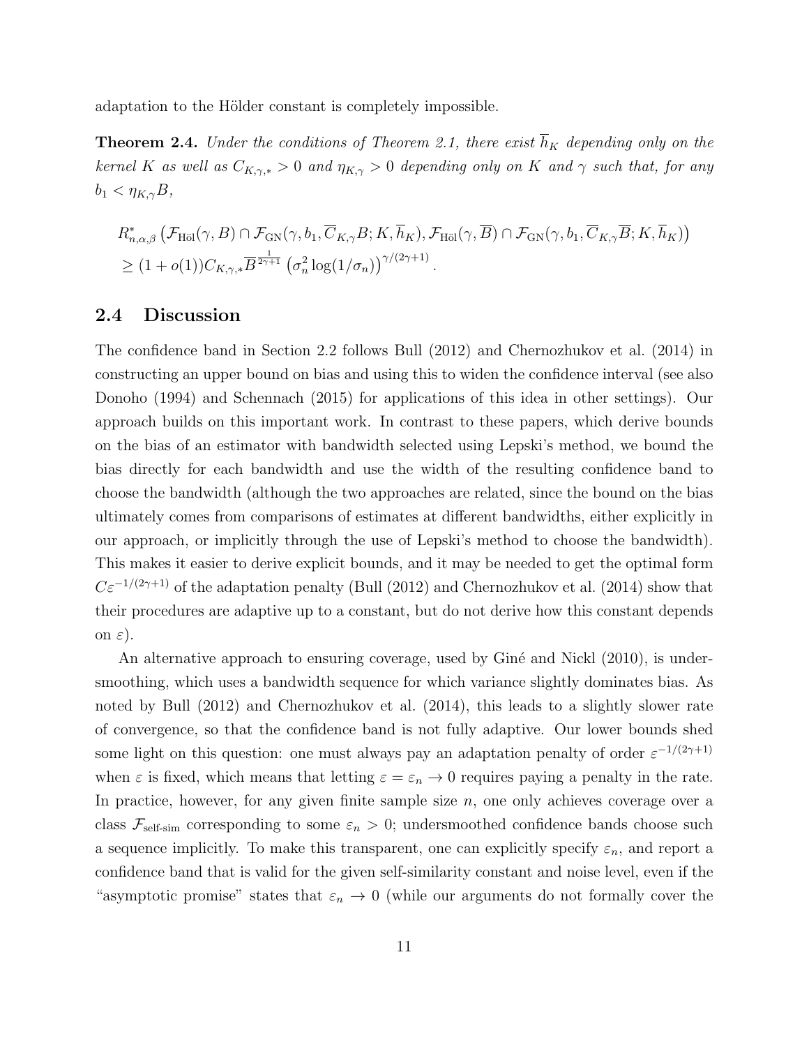adaptation to the Hölder constant is completely impossible.

**Theorem 2.4.** *Under the conditions of Theorem 2.1, there exist $\overline{h}_K$ depending only on the kernel $K$ as well as $C_{K,\gamma,*} > 0$ and $\eta_{K,\gamma} > 0$ depending only on $K$ and $\gamma$ such that, for any $b_1 < \eta_{K,\gamma} B$,*

$$
\begin{aligned}
&R^*_{n,\alpha,\beta}\left(\mathcal{F}_{\text{Höl}}(\gamma, B) \cap \mathcal{F}_{\text{GN}}(\gamma, b_1, \overline{C}_{K,\gamma} B; K, \overline{h}_K), \mathcal{F}_{\text{Höl}}(\gamma, \overline{B}) \cap \mathcal{F}_{\text{GN}}(\gamma, b_1, \overline{C}_{K,\gamma} \overline{B}; K, \overline{h}_K)\right) \\
&\geq (1 + o(1)) C_{K,\gamma,*} \overline{B}^{\frac{1}{2\gamma+1}} \left(\sigma_n^2 \log(1/\sigma_n)\right)^{\gamma/(2\gamma+1)}.
\end{aligned}
$$

## 2.4 Discussion

The confidence band in Section 2.2 follows Bull (2012) and Chernozhukov et al. (2014) in constructing an upper bound on bias and using this to widen the confidence interval (see also Donoho (1994) and Schennach (2015) for applications of this idea in other settings). Our approach builds on this important work. In contrast to these papers, which derive bounds on the bias of an estimator with bandwidth selected using Lepski's method, we bound the bias directly for each bandwidth and use the width of the resulting confidence band to choose the bandwidth (although the two approaches are related, since the bound on the bias ultimately comes from comparisons of estimates at different bandwidths, either explicitly in our approach, or implicitly through the use of Lepski's method to choose the bandwidth). This makes it easier to derive explicit bounds, and it may be needed to get the optimal form $C\varepsilon^{-1/(2\gamma+1)}$ of the adaptation penalty (Bull (2012) and Chernozhukov et al. (2014) show that their procedures are adaptive up to a constant, but do not derive how this constant depends on $\varepsilon$).

An alternative approach to ensuring coverage, used by Giné and Nickl (2010), is undersmoothing, which uses a bandwidth sequence for which variance slightly dominates bias. As noted by Bull (2012) and Chernozhukov et al. (2014), this leads to a slightly slower rate of convergence, so that the confidence band is not fully adaptive. Our lower bounds shed some light on this question: one must always pay an adaptation penalty of order $\varepsilon^{-1/(2\gamma+1)}$ when $\varepsilon$ is fixed, which means that letting $\varepsilon = \varepsilon_n \to 0$ requires paying a penalty in the rate. In practice, however, for any given finite sample size $n$, one only achieves coverage over a class $\mathcal{F}_{\text{self-sim}}$ corresponding to some $\varepsilon_n > 0$; undersmoothed confidence bands choose such a sequence implicitly. To make this transparent, one can explicitly specify $\varepsilon_n$, and report a confidence band that is valid for the given self-similarity constant and noise level, even if the "asymptotic promise" states that $\varepsilon_n \to 0$ (while our arguments do not formally cover the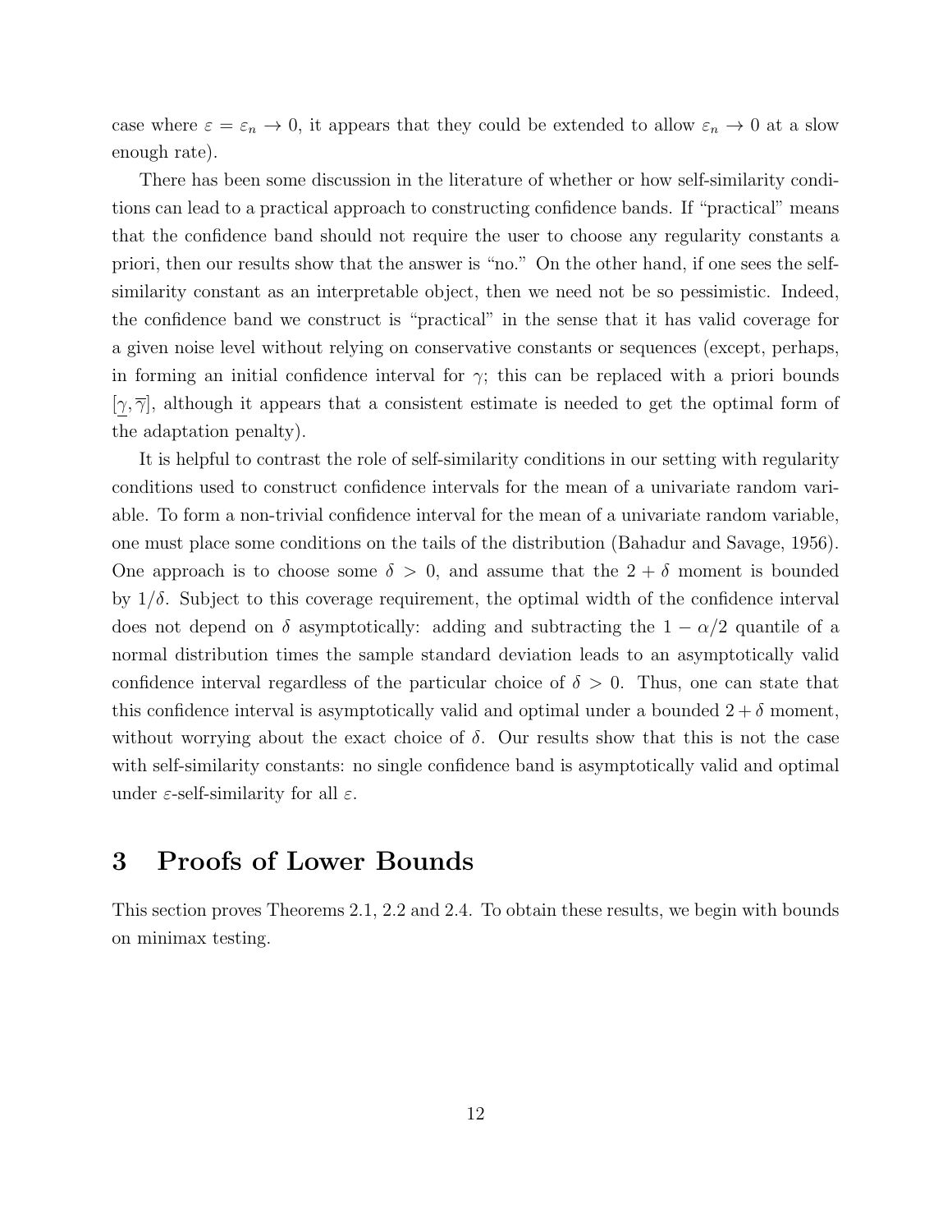case where $\varepsilon = \varepsilon_n \to 0$, it appears that they could be extended to allow $\varepsilon_n \to 0$ at a slow enough rate).

There has been some discussion in the literature of whether or how self-similarity conditions can lead to a practical approach to constructing confidence bands. If "practical" means that the confidence band should not require the user to choose any regularity constants a priori, then our results show that the answer is "no." On the other hand, if one sees the self-similarity constant as an interpretable object, then we need not be so pessimistic. Indeed, the confidence band we construct is "practical" in the sense that it has valid coverage for a given noise level without relying on conservative constants or sequences (except, perhaps, in forming an initial confidence interval for $\gamma$; this can be replaced with a priori bounds $[\underline{\gamma}, \overline{\gamma}]$, although it appears that a consistent estimate is needed to get the optimal form of the adaptation penalty).

It is helpful to contrast the role of self-similarity conditions in our setting with regularity conditions used to construct confidence intervals for the mean of a univariate random variable. To form a non-trivial confidence interval for the mean of a univariate random variable, one must place some conditions on the tails of the distribution (Bahadur and Savage, 1956). One approach is to choose some $\delta > 0$, and assume that the $2 + \delta$ moment is bounded by $1/\delta$. Subject to this coverage requirement, the optimal width of the confidence interval does not depend on $\delta$ asymptotically: adding and subtracting the $1 - \alpha/2$ quantile of a normal distribution times the sample standard deviation leads to an asymptotically valid confidence interval regardless of the particular choice of $\delta > 0$. Thus, one can state that this confidence interval is asymptotically valid and optimal under a bounded $2 + \delta$ moment, without worrying about the exact choice of $\delta$. Our results show that this is not the case with self-similarity constants: no single confidence band is asymptotically valid and optimal under $\varepsilon$-self-similarity for all $\varepsilon$.

# 3 Proofs of Lower Bounds

This section proves Theorems 2.1, 2.2 and 2.4. To obtain these results, we begin with bounds on minimax testing.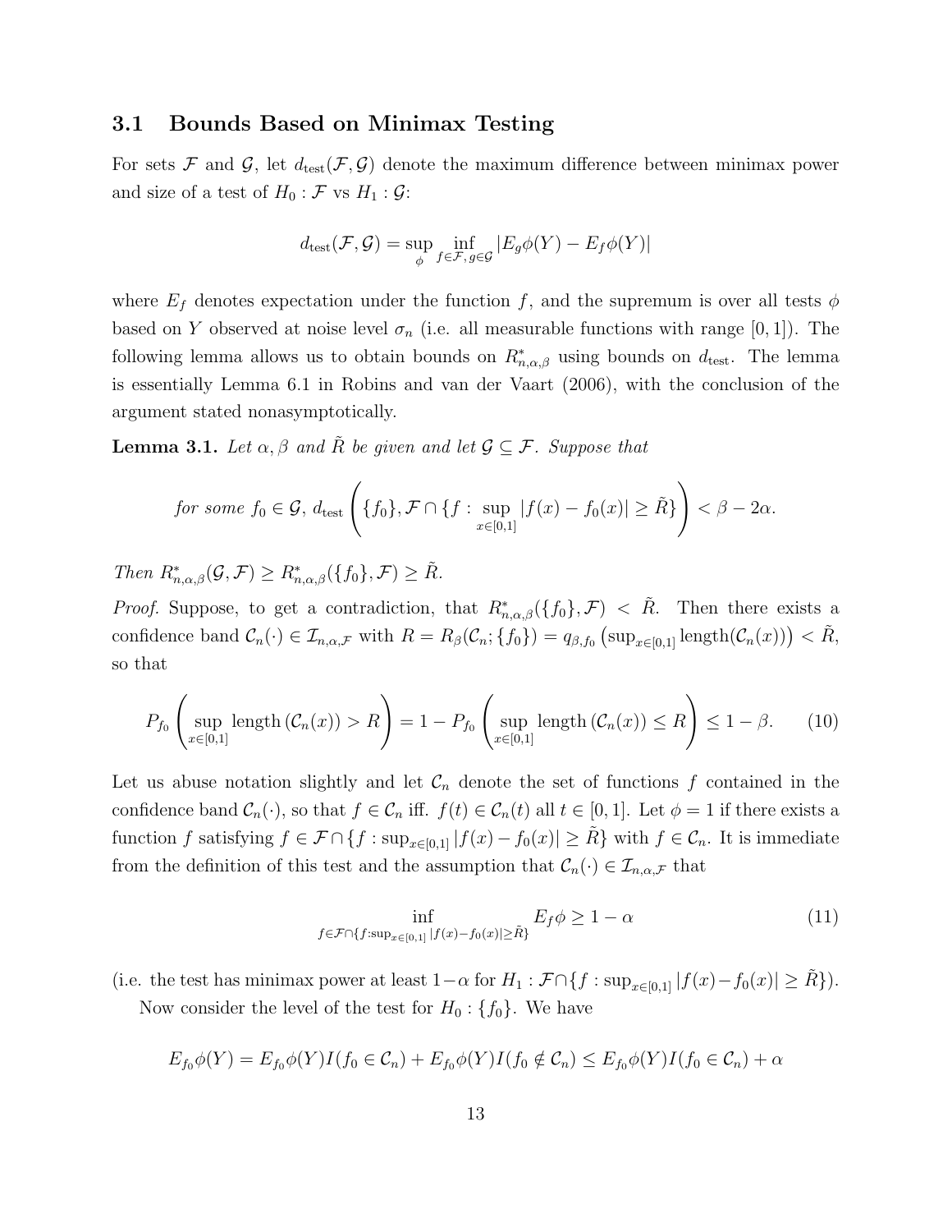### 3.1 Bounds Based on Minimax Testing

For sets $\mathcal{F}$ and $\mathcal{G}$, let $d_{\text{test}}(\mathcal{F}, \mathcal{G})$ denote the maximum difference between minimax power and size of a test of $H_0 : \mathcal{F}$ vs $H_1 : \mathcal{G}$:

$$d_{\text{test}}(\mathcal{F}, \mathcal{G}) = \sup_{\phi} \inf_{f \in \mathcal{F},\, g \in \mathcal{G}} |E_g \phi(Y) - E_f \phi(Y)|$$

where $E_f$ denotes expectation under the function $f$, and the supremum is over all tests $\phi$ based on $Y$ observed at noise level $\sigma_n$ (i.e. all measurable functions with range $[0, 1]$). The following lemma allows us to obtain bounds on $R^*_{n,\alpha,\beta}$ using bounds on $d_{\text{test}}$. The lemma is essentially Lemma 6.1 in Robins and van der Vaart (2006), with the conclusion of the argument stated nonasymptotically.

**Lemma 3.1.** *Let $\alpha, \beta$ and $\tilde{R}$ be given and let $\mathcal{G} \subseteq \mathcal{F}$. Suppose that*

$$\text{for some } f_0 \in \mathcal{G},\; d_{\text{test}}\left( \{f_0\}, \mathcal{F} \cap \{f : \sup_{x \in [0,1]} |f(x) - f_0(x)| \geq \tilde{R}\} \right) < \beta - 2\alpha.$$

*Then $R^*_{n,\alpha,\beta}(\mathcal{G}, \mathcal{F}) \geq R^*_{n,\alpha,\beta}(\{f_0\}, \mathcal{F}) \geq \tilde{R}$.*

*Proof.* Suppose, to get a contradiction, that $R^*_{n,\alpha,\beta}(\{f_0\}, \mathcal{F}) < \tilde{R}$. Then there exists a confidence band $\mathcal{C}_n(\cdot) \in \mathcal{I}_{n,\alpha,\mathcal{F}}$ with $R = R_\beta(\mathcal{C}_n; \{f_0\}) = q_{\beta,f_0}\left(\sup_{x \in [0,1]} \text{length}(\mathcal{C}_n(x))\right) < \tilde{R}$, so that

$$P_{f_0}\left( \sup_{x \in [0,1]} \text{length}\left(\mathcal{C}_n(x)\right) > R \right) = 1 - P_{f_0}\left( \sup_{x \in [0,1]} \text{length}\left(\mathcal{C}_n(x)\right) \leq R \right) \leq 1 - \beta. \tag{10}$$

Let us abuse notation slightly and let $\mathcal{C}_n$ denote the set of functions $f$ contained in the confidence band $\mathcal{C}_n(\cdot)$, so that $f \in \mathcal{C}_n$ iff. $f(t) \in \mathcal{C}_n(t)$ all $t \in [0, 1]$. Let $\phi = 1$ if there exists a function $f$ satisfying $f \in \mathcal{F} \cap \{f : \sup_{x \in [0,1]} |f(x) - f_0(x)| \geq \tilde{R}\}$ with $f \in \mathcal{C}_n$. It is immediate from the definition of this test and the assumption that $\mathcal{C}_n(\cdot) \in \mathcal{I}_{n,\alpha,\mathcal{F}}$ that

$$\inf_{f \in \mathcal{F} \cap \{f : \sup_{x \in [0,1]} |f(x) - f_0(x)| \geq \tilde{R}\}} E_f \phi \geq 1 - \alpha \tag{11}$$

(i.e. the test has minimax power at least $1 - \alpha$ for $H_1 : \mathcal{F} \cap \{f : \sup_{x \in [0,1]} |f(x) - f_0(x)| \geq \tilde{R}\}$).

Now consider the level of the test for $H_0 : \{f_0\}$. We have

$$E_{f_0}\phi(Y) = E_{f_0}\phi(Y) I(f_0 \in \mathcal{C}_n) + E_{f_0}\phi(Y) I(f_0 \notin \mathcal{C}_n) \leq E_{f_0}\phi(Y) I(f_0 \in \mathcal{C}_n) + \alpha$$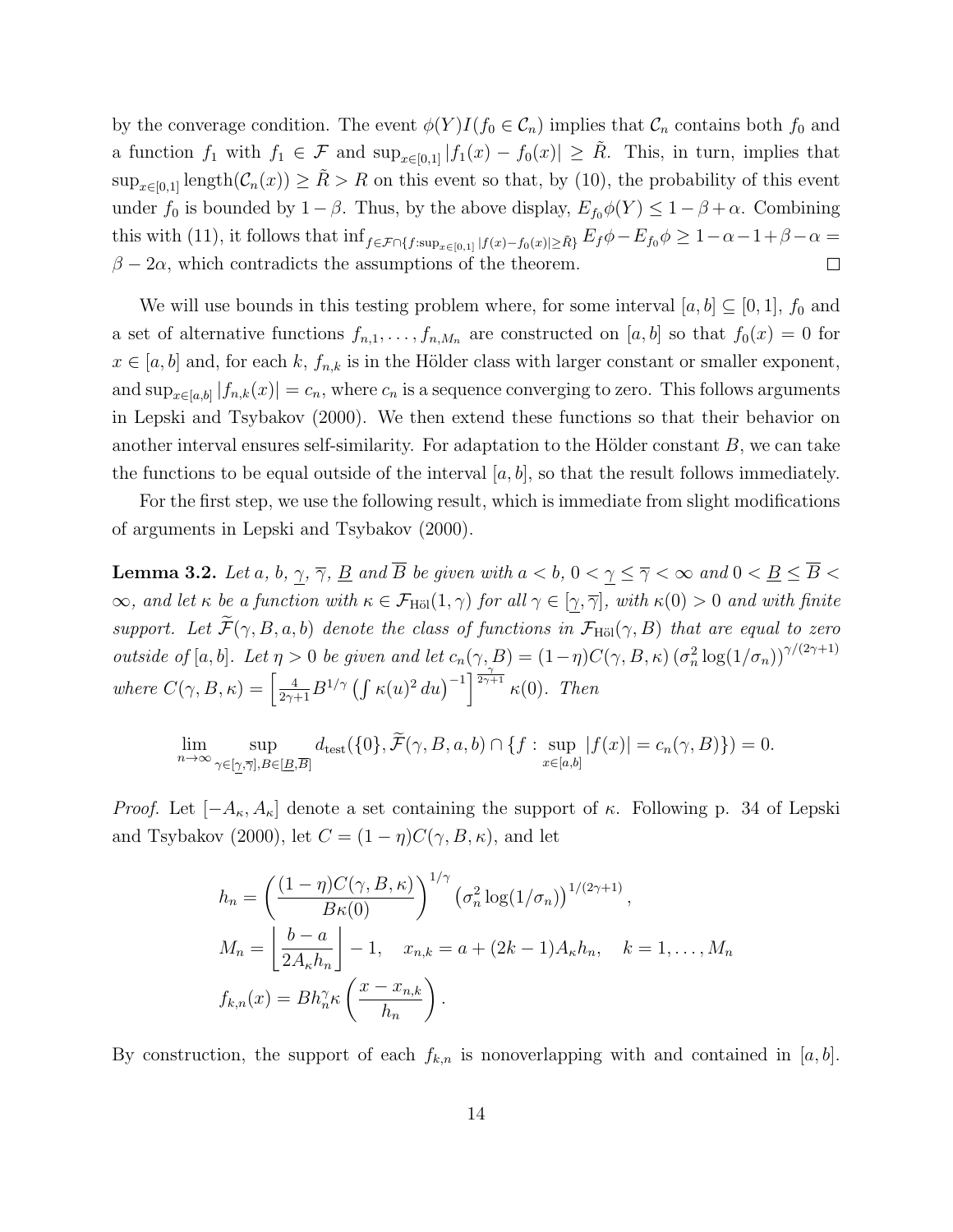by the converage condition. The event $\phi(Y)I(f_0 \in \mathcal{C}_n)$ implies that $\mathcal{C}_n$ contains both $f_0$ and a function $f_1$ with $f_1 \in \mathcal{F}$ and $\sup_{x\in[0,1]} |f_1(x) - f_0(x)| \geq \tilde{R}$. This, in turn, implies that $\sup_{x\in[0,1]} \text{length}(\mathcal{C}_n(x)) \geq \tilde{R} > R$ on this event so that, by (10), the probability of this event under $f_0$ is bounded by $1-\beta$. Thus, by the above display, $E_{f_0}\phi(Y) \leq 1-\beta+\alpha$. Combining this with (11), it follows that $\inf_{f\in\mathcal{F}\cap\{f:\sup_{x\in[0,1]}|f(x)-f_0(x)|\geq\tilde{R}\}} E_f\phi - E_{f_0}\phi \geq 1-\alpha-1+\beta-\alpha = \beta - 2\alpha$, which contradicts the assumptions of the theorem. $\square$

We will use bounds in this testing problem where, for some interval $[a,b] \subseteq [0,1]$, $f_0$ and a set of alternative functions $f_{n,1}, \ldots, f_{n,M_n}$ are constructed on $[a,b]$ so that $f_0(x) = 0$ for $x \in [a,b]$ and, for each $k$, $f_{n,k}$ is in the Hölder class with larger constant or smaller exponent, and $\sup_{x\in[a,b]} |f_{n,k}(x)| = c_n$, where $c_n$ is a sequence converging to zero. This follows arguments in Lepski and Tsybakov (2000). We then extend these functions so that their behavior on another interval ensures self-similarity. For adaptation to the Hölder constant $B$, we can take the functions to be equal outside of the interval $[a,b]$, so that the result follows immediately.

For the first step, we use the following result, which is immediate from slight modifications of arguments in Lepski and Tsybakov (2000).

**Lemma 3.2.** *Let $a$, $b$, $\underline{\gamma}$, $\overline{\gamma}$, $\underline{B}$ and $\overline{B}$ be given with $a < b$, $0 < \underline{\gamma} \leq \overline{\gamma} < \infty$ and $0 < \underline{B} \leq \overline{B} < \infty$, and let $\kappa$ be a function with $\kappa \in \mathcal{F}_{\text{Höl}}(1,\gamma)$ for all $\gamma \in [\underline{\gamma}, \overline{\gamma}]$, with $\kappa(0) > 0$ and with finite support. Let $\widetilde{\mathcal{F}}(\gamma, B, a, b)$ denote the class of functions in $\mathcal{F}_{\text{Höl}}(\gamma, B)$ that are equal to zero outside of $[a,b]$. Let $\eta > 0$ be given and let $c_n(\gamma, B) = (1-\eta)C(\gamma, B, \kappa)\left(\sigma_n^2 \log(1/\sigma_n)\right)^{\gamma/(2\gamma+1)}$ where $C(\gamma, B, \kappa) = \left[\frac{4}{2\gamma+1}B^{1/\gamma}\left(\int \kappa(u)^2\, du\right)^{-1}\right]^{\frac{\gamma}{2\gamma+1}} \kappa(0)$. Then*

$$\lim_{n\to\infty} \sup_{\gamma\in[\underline{\gamma},\overline{\gamma}], B\in[\underline{B},\overline{B}]} d_{\text{test}}(\{0\}, \widetilde{\mathcal{F}}(\gamma, B, a, b) \cap \{f : \sup_{x\in[a,b]} |f(x)| = c_n(\gamma, B)\}) = 0.$$

*Proof.* Let $[-A_\kappa, A_\kappa]$ denote a set containing the support of $\kappa$. Following p. 34 of Lepski and Tsybakov (2000), let $C = (1-\eta)C(\gamma, B, \kappa)$, and let

$$h_n = \left(\frac{(1-\eta)C(\gamma, B, \kappa)}{B\kappa(0)}\right)^{1/\gamma} \left(\sigma_n^2 \log(1/\sigma_n)\right)^{1/(2\gamma+1)},$$

$$M_n = \left\lfloor \frac{b-a}{2A_\kappa h_n} \right\rfloor - 1, \quad x_{n,k} = a + (2k-1)A_\kappa h_n, \quad k = 1, \ldots, M_n$$

$$f_{k,n}(x) = Bh_n^\gamma \kappa\left(\frac{x - x_{n,k}}{h_n}\right).$$

By construction, the support of each $f_{k,n}$ is nonoverlapping with and contained in $[a,b]$.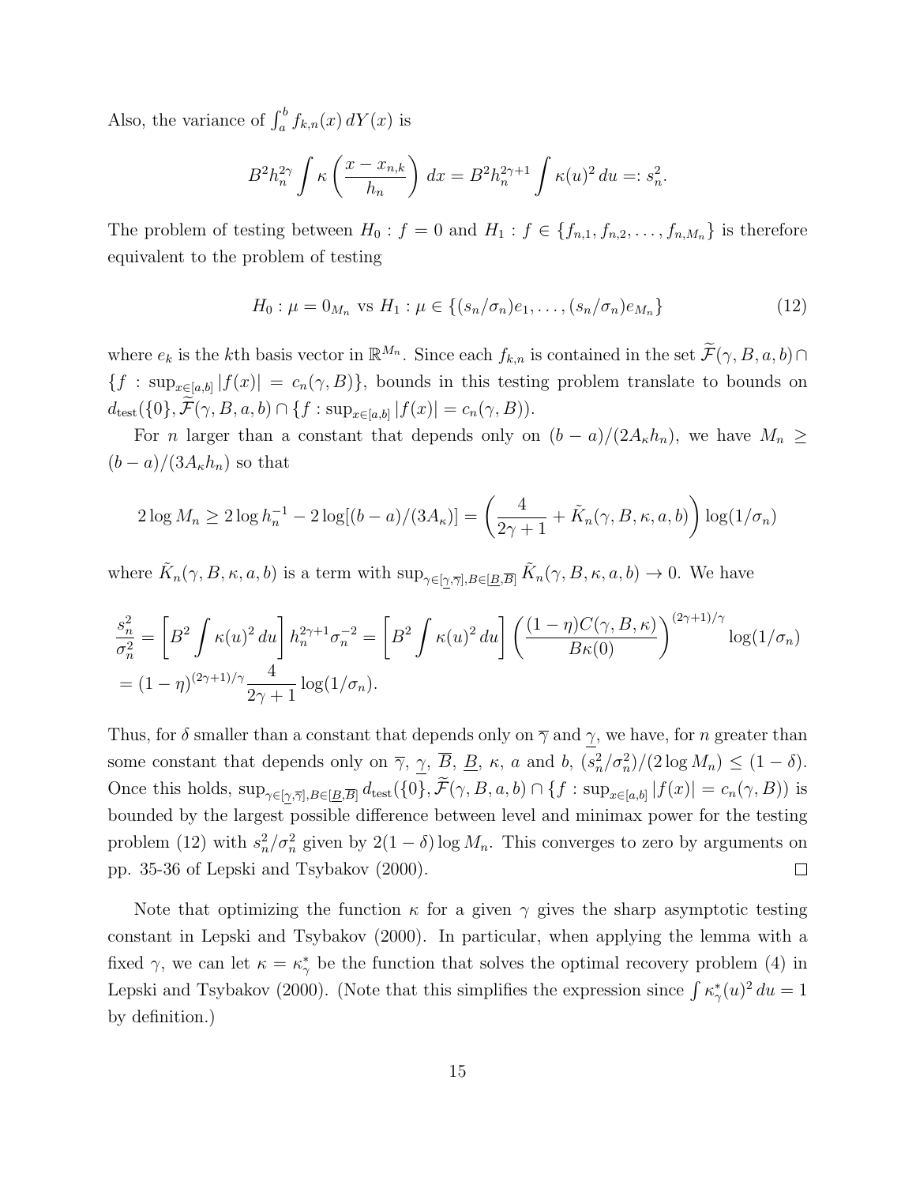Also, the variance of $\int_a^b f_{k,n}(x)\, dY(x)$ is

$$B^2 h_n^{2\gamma} \int \kappa\left(\frac{x - x_{n,k}}{h_n}\right) dx = B^2 h_n^{2\gamma+1} \int \kappa(u)^2\, du =: s_n^2.$$

The problem of testing between $H_0 : f = 0$ and $H_1 : f \in \{f_{n,1}, f_{n,2}, \ldots, f_{n,M_n}\}$ is therefore equivalent to the problem of testing

$$H_0 : \mu = 0_{M_n} \text{ vs } H_1 : \mu \in \{(s_n/\sigma_n)e_1, \ldots, (s_n/\sigma_n)e_{M_n}\} \tag{12}$$

where $e_k$ is the $k$th basis vector in $\mathbb{R}^{M_n}$. Since each $f_{k,n}$ is contained in the set $\widetilde{\mathcal{F}}(\gamma, B, a, b) \cap \{f : \sup_{x\in[a,b]} |f(x)| = c_n(\gamma, B)\}$, bounds in this testing problem translate to bounds on $d_{\text{test}}(\{0\}, \widetilde{\mathcal{F}}(\gamma, B, a, b) \cap \{f : \sup_{x\in[a,b]} |f(x)| = c_n(\gamma, B))$.

For $n$ larger than a constant that depends only on $(b - a)/(2A_\kappa h_n)$, we have $M_n \geq (b - a)/(3A_\kappa h_n)$ so that

$$2 \log M_n \geq 2 \log h_n^{-1} - 2 \log[(b - a)/(3A_\kappa)] = \left(\frac{4}{2\gamma + 1} + \tilde{K}_n(\gamma, B, \kappa, a, b)\right) \log(1/\sigma_n)$$

where $\tilde{K}_n(\gamma, B, \kappa, a, b)$ is a term with $\sup_{\gamma\in[\underline{\gamma},\overline{\gamma}],B\in[\underline{B},\overline{B}]} \tilde{K}_n(\gamma, B, \kappa, a, b) \to 0$. We have

$$\begin{aligned}\frac{s_n^2}{\sigma_n^2} &= \left[B^2 \int \kappa(u)^2\, du\right] h_n^{2\gamma+1}\sigma_n^{-2} = \left[B^2 \int \kappa(u)^2\, du\right] \left(\frac{(1 - \eta)C(\gamma, B, \kappa)}{B\kappa(0)}\right)^{(2\gamma+1)/\gamma} \log(1/\sigma_n) \\ &= (1 - \eta)^{(2\gamma+1)/\gamma} \frac{4}{2\gamma + 1} \log(1/\sigma_n).\end{aligned}$$

Thus, for $\delta$ smaller than a constant that depends only on $\overline{\gamma}$ and $\underline{\gamma}$, we have, for $n$ greater than some constant that depends only on $\overline{\gamma}$, $\underline{\gamma}$, $\overline{B}$, $\underline{B}$, $\kappa$, $a$ and $b$, $(s_n^2/\sigma_n^2)/(2 \log M_n) \leq (1 - \delta)$. Once this holds, $\sup_{\gamma\in[\underline{\gamma},\overline{\gamma}],B\in[\underline{B},\overline{B}]} d_{\text{test}}(\{0\}, \widetilde{\mathcal{F}}(\gamma, B, a, b) \cap \{f : \sup_{x\in[a,b]} |f(x)| = c_n(\gamma, B))$ is bounded by the largest possible difference between level and minimax power for the testing problem (12) with $s_n^2/\sigma_n^2$ given by $2(1 - \delta) \log M_n$. This converges to zero by arguments on pp. 35-36 of Lepski and Tsybakov (2000). □

Note that optimizing the function $\kappa$ for a given $\gamma$ gives the sharp asymptotic testing constant in Lepski and Tsybakov (2000). In particular, when applying the lemma with a fixed $\gamma$, we can let $\kappa = \kappa_\gamma^*$ be the function that solves the optimal recovery problem (4) in Lepski and Tsybakov (2000). (Note that this simplifies the expression since $\int \kappa_\gamma^*(u)^2\, du = 1$ by definition.)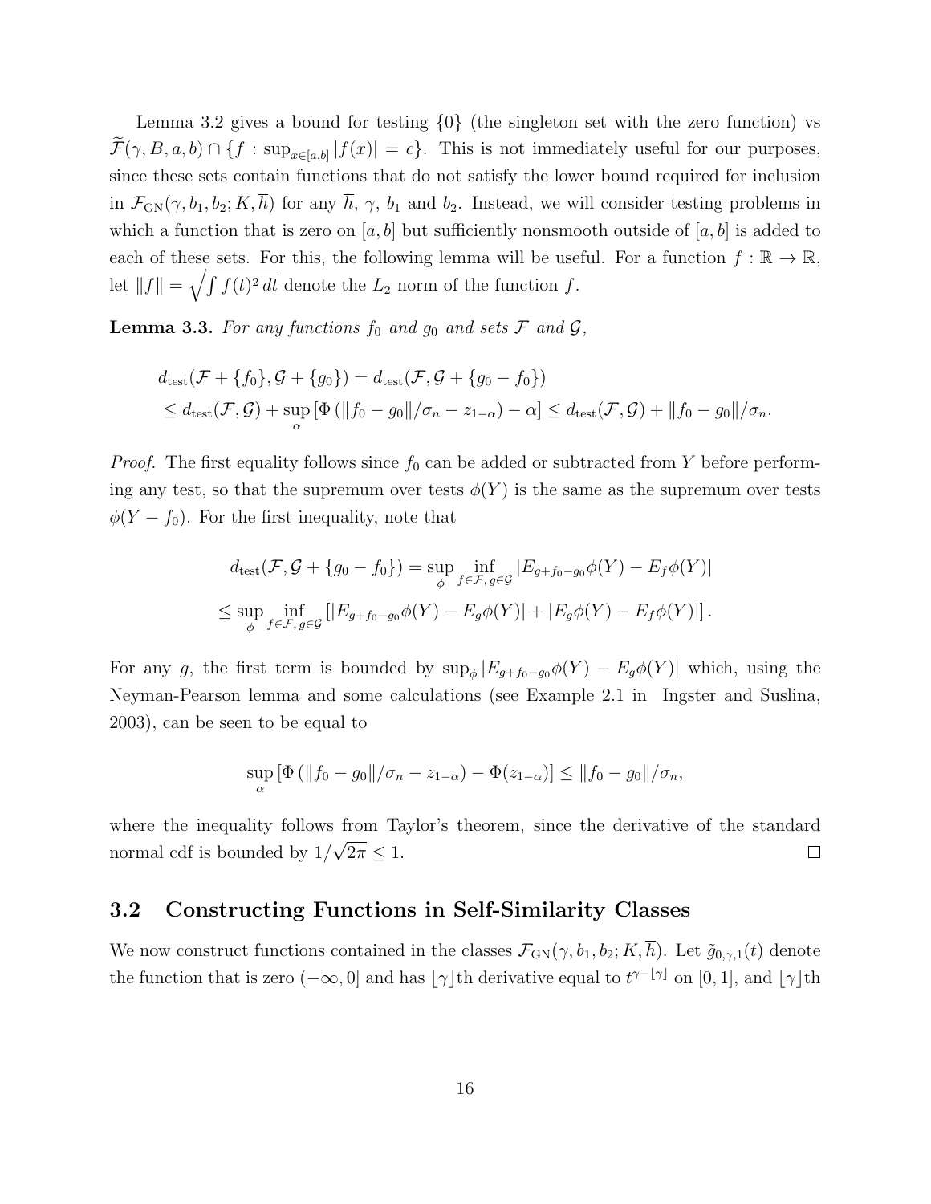Lemma 3.2 gives a bound for testing $\{0\}$ (the singleton set with the zero function) vs $\widetilde{\mathcal{F}}(\gamma, B, a, b) \cap \{f : \sup_{x \in [a,b]} |f(x)| = c\}$. This is not immediately useful for our purposes, since these sets contain functions that do not satisfy the lower bound required for inclusion in $\mathcal{F}_{\text{GN}}(\gamma, b_1, b_2; K, \overline{h})$ for any $\overline{h}$, $\gamma$, $b_1$ and $b_2$. Instead, we will consider testing problems in which a function that is zero on $[a, b]$ but sufficiently nonsmooth outside of $[a, b]$ is added to each of these sets. For this, the following lemma will be useful. For a function $f : \mathbb{R} \to \mathbb{R}$, let $\|f\| = \sqrt{\int f(t)^2 \, dt}$ denote the $L_2$ norm of the function $f$.

**Lemma 3.3.** *For any functions $f_0$ and $g_0$ and sets $\mathcal{F}$ and $\mathcal{G}$,*

$$
\begin{aligned}
&d_{\text{test}}(\mathcal{F} + \{f_0\}, \mathcal{G} + \{g_0\}) = d_{\text{test}}(\mathcal{F}, \mathcal{G} + \{g_0 - f_0\}) \\
&\leq d_{\text{test}}(\mathcal{F}, \mathcal{G}) + \sup_{\alpha} \left[ \Phi\left( \|f_0 - g_0\|/\sigma_n - z_{1-\alpha} \right) - \alpha \right] \leq d_{\text{test}}(\mathcal{F}, \mathcal{G}) + \|f_0 - g_0\|/\sigma_n.
\end{aligned}
$$

*Proof.* The first equality follows since $f_0$ can be added or subtracted from $Y$ before performing any test, so that the supremum over tests $\phi(Y)$ is the same as the supremum over tests $\phi(Y - f_0)$. For the first inequality, note that

$$
\begin{aligned}
d_{\text{test}}(\mathcal{F}, \mathcal{G} + \{g_0 - f_0\}) &= \sup_{\phi} \inf_{f \in \mathcal{F},\, g \in \mathcal{G}} |E_{g + f_0 - g_0} \phi(Y) - E_f \phi(Y)| \\
\leq \sup_{\phi} \inf_{f \in \mathcal{F},\, g \in \mathcal{G}} &\left[ |E_{g + f_0 - g_0} \phi(Y) - E_g \phi(Y)| + |E_g \phi(Y) - E_f \phi(Y)| \right].
\end{aligned}
$$

For any $g$, the first term is bounded by $\sup_{\phi} |E_{g + f_0 - g_0} \phi(Y) - E_g \phi(Y)|$ which, using the Neyman-Pearson lemma and some calculations (see Example 2.1 in Ingster and Suslina, 2003), can be seen to be equal to

$$
\sup_{\alpha} \left[ \Phi\left( \|f_0 - g_0\|/\sigma_n - z_{1-\alpha} \right) - \Phi(z_{1-\alpha}) \right] \leq \|f_0 - g_0\|/\sigma_n,
$$

where the inequality follows from Taylor's theorem, since the derivative of the standard normal cdf is bounded by $1/\sqrt{2\pi} \leq 1$. $\square$

## 3.2 Constructing Functions in Self-Similarity Classes

We now construct functions contained in the classes $\mathcal{F}_{\text{GN}}(\gamma, b_1, b_2; K, \overline{h})$. Let $\tilde{g}_{0,\gamma,1}(t)$ denote the function that is zero $(-\infty, 0]$ and has $\lfloor \gamma \rfloor$th derivative equal to $t^{\gamma - \lfloor \gamma \rfloor}$ on $[0, 1]$, and $\lfloor \gamma \rfloor$th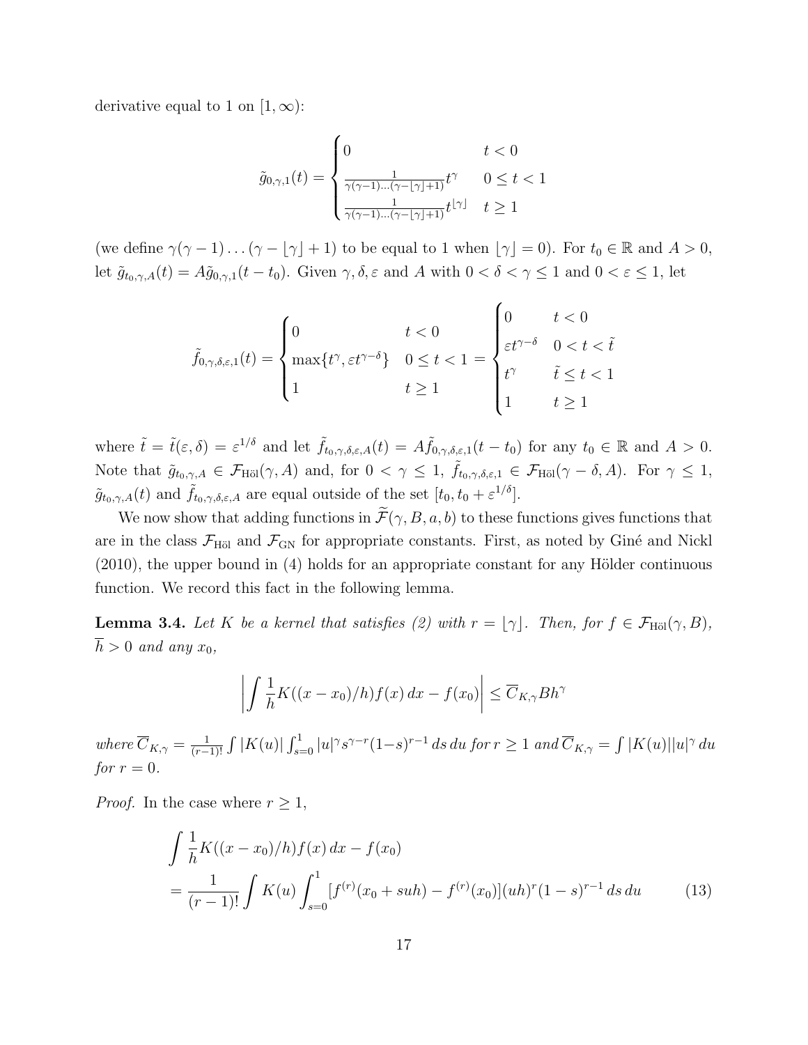derivative equal to 1 on $[1, \infty)$:

$$
\tilde{g}_{0,\gamma,1}(t) = \begin{cases} 0 & t < 0 \\ \frac{1}{\gamma(\gamma-1)\dots(\gamma-\lfloor\gamma\rfloor+1)} t^{\gamma} & 0 \leq t < 1 \\ \frac{1}{\gamma(\gamma-1)\dots(\gamma-\lfloor\gamma\rfloor+1)} t^{\lfloor\gamma\rfloor} & t \geq 1 \end{cases}
$$

(we define $\gamma(\gamma-1)\dots(\gamma-\lfloor\gamma\rfloor+1)$ to be equal to 1 when $\lfloor\gamma\rfloor = 0$). For $t_0 \in \mathbb{R}$ and $A > 0$, let $\tilde{g}_{t_0,\gamma,A}(t) = A\tilde{g}_{0,\gamma,1}(t - t_0)$. Given $\gamma, \delta, \varepsilon$ and $A$ with $0 < \delta < \gamma \leq 1$ and $0 < \varepsilon \leq 1$, let

$$
\tilde{f}_{0,\gamma,\delta,\varepsilon,1}(t) = \begin{cases} 0 & t < 0 \\ \max\{t^{\gamma}, \varepsilon t^{\gamma-\delta}\} & 0 \leq t < 1 \\ 1 & t \geq 1 \end{cases} = \begin{cases} 0 & t < 0 \\ \varepsilon t^{\gamma-\delta} & 0 < t < \tilde{t} \\ t^{\gamma} & \tilde{t} \leq t < 1 \\ 1 & t \geq 1 \end{cases}
$$

where $\tilde{t} = \tilde{t}(\varepsilon, \delta) = \varepsilon^{1/\delta}$ and let $\tilde{f}_{t_0,\gamma,\delta,\varepsilon,A}(t) = A\tilde{f}_{0,\gamma,\delta,\varepsilon,1}(t - t_0)$ for any $t_0 \in \mathbb{R}$ and $A > 0$. Note that $\tilde{g}_{t_0,\gamma,A} \in \mathcal{F}_{\text{Höl}}(\gamma, A)$ and, for $0 < \gamma \leq 1$, $\tilde{f}_{t_0,\gamma,\delta,\varepsilon,1} \in \mathcal{F}_{\text{Höl}}(\gamma - \delta, A)$. For $\gamma \leq 1$, $\tilde{g}_{t_0,\gamma,A}(t)$ and $\tilde{f}_{t_0,\gamma,\delta,\varepsilon,A}$ are equal outside of the set $[t_0, t_0 + \varepsilon^{1/\delta}]$.

We now show that adding functions in $\widetilde{\mathcal{F}}(\gamma, B, a, b)$ to these functions gives functions that are in the class $\mathcal{F}_{\text{Höl}}$ and $\mathcal{F}_{\text{GN}}$ for appropriate constants. First, as noted by Giné and Nickl (2010), the upper bound in (4) holds for an appropriate constant for any Hölder continuous function. We record this fact in the following lemma.

**Lemma 3.4.** *Let $K$ be a kernel that satisfies (2) with $r = \lfloor\gamma\rfloor$. Then, for $f \in \mathcal{F}_{\text{Höl}}(\gamma, B)$, $\overline{h} > 0$ and any $x_0$,*

$$
\left| \int \frac{1}{h} K((x - x_0)/h) f(x)\, dx - f(x_0) \right| \leq \overline{C}_{K,\gamma} B h^{\gamma}
$$

*where $\overline{C}_{K,\gamma} = \frac{1}{(r-1)!} \int |K(u)| \int_{s=0}^{1} |u|^{\gamma} s^{\gamma-r} (1-s)^{r-1}\, ds\, du$ for $r \geq 1$ and $\overline{C}_{K,\gamma} = \int |K(u)| |u|^{\gamma}\, du$ for $r = 0$.*

*Proof.* In the case where $r \geq 1$,

$$
\begin{aligned}
&\int \frac{1}{h} K((x - x_0)/h) f(x)\, dx - f(x_0) \\
&= \frac{1}{(r-1)!} \int K(u) \int_{s=0}^{1} [f^{(r)}(x_0 + suh) - f^{(r)}(x_0)](uh)^r (1-s)^{r-1}\, ds\, du \qquad (13)
\end{aligned}
$$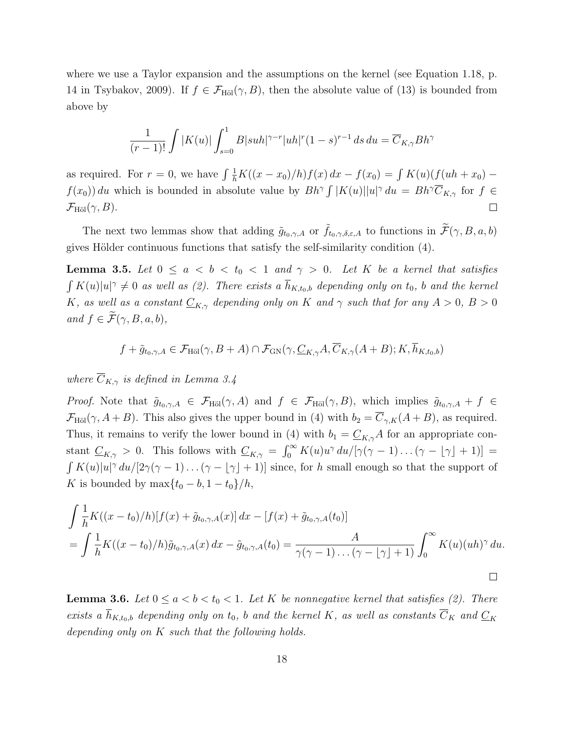where we use a Taylor expansion and the assumptions on the kernel (see Equation 1.18, p. 14 in Tsybakov, 2009). If $f \in \mathcal{F}_{\text{Höl}}(\gamma, B)$, then the absolute value of (13) is bounded from above by

$$\frac{1}{(r-1)!}\int |K(u)| \int_{s=0}^{1} B|suh|^{\gamma - r}|uh|^r(1-s)^{r-1}\,ds\,du = \overline{C}_{K,\gamma}Bh^\gamma$$

as required. For $r = 0$, we have $\int \frac{1}{h}K((x-x_0)/h)f(x)\,dx - f(x_0) = \int K(u)(f(uh+x_0) - f(x_0))\,du$ which is bounded in absolute value by $Bh^\gamma \int |K(u)||u|^\gamma\,du = Bh^\gamma \overline{C}_{K,\gamma}$ for $f \in \mathcal{F}_{\text{Höl}}(\gamma, B)$. □

The next two lemmas show that adding $\tilde{g}_{t_0,\gamma,A}$ or $\tilde{f}_{t_0,\gamma,\delta,\varepsilon,A}$ to functions in $\widetilde{\mathcal{F}}(\gamma, B, a, b)$ gives Hölder continuous functions that satisfy the self-similarity condition (4).

**Lemma 3.5.** *Let $0 \leq a < b < t_0 < 1$ and $\gamma > 0$. Let $K$ be a kernel that satisfies $\int K(u)|u|^\gamma \neq 0$ as well as (2). There exists a $\overline{h}_{K,t_0,b}$ depending only on $t_0$, $b$ and the kernel $K$, as well as a constant $\underline{C}_{K,\gamma}$ depending only on $K$ and $\gamma$ such that for any $A > 0$, $B > 0$ and $f \in \widetilde{\mathcal{F}}(\gamma, B, a, b)$,*

$$f + \tilde{g}_{t_0,\gamma,A} \in \mathcal{F}_{\text{Höl}}(\gamma, B + A) \cap \mathcal{F}_{\text{GN}}(\gamma, \underline{C}_{K,\gamma}A, \overline{C}_{K,\gamma}(A+B); K, \overline{h}_{K,t_0,b})$$

*where $\overline{C}_{K,\gamma}$ is defined in Lemma 3.4*

*Proof.* Note that $\tilde{g}_{t_0,\gamma,A} \in \mathcal{F}_{\text{Höl}}(\gamma, A)$ and $f \in \mathcal{F}_{\text{Höl}}(\gamma, B)$, which implies $\tilde{g}_{t_0,\gamma,A} + f \in \mathcal{F}_{\text{Höl}}(\gamma, A + B)$. This also gives the upper bound in (4) with $b_2 = \overline{C}_{\gamma,K}(A+B)$, as required. Thus, it remains to verify the lower bound in (4) with $b_1 = \underline{C}_{K,\gamma}A$ for an appropriate constant $\underline{C}_{K,\gamma} > 0$. This follows with $\underline{C}_{K,\gamma} = \int_0^\infty K(u)u^\gamma\,du/[\gamma(\gamma-1)\dots(\gamma - \lfloor\gamma\rfloor + 1)] = \int K(u)|u|^\gamma\,du/[2\gamma(\gamma-1)\dots(\gamma - \lfloor\gamma\rfloor + 1)]$ since, for $h$ small enough so that the support of $K$ is bounded by $\max\{t_0 - b, 1 - t_0\}/h$,

$$\begin{aligned}
&\int \frac{1}{h}K((x-t_0)/h)[f(x) + \tilde{g}_{t_0,\gamma,A}(x)]\,dx - [f(x) + \tilde{g}_{t_0,\gamma,A}(t_0)] \\
&= \int \frac{1}{h}K((x-t_0)/h)\tilde{g}_{t_0,\gamma,A}(x)\,dx - \tilde{g}_{t_0,\gamma,A}(t_0) = \frac{A}{\gamma(\gamma-1)\dots(\gamma - \lfloor\gamma\rfloor + 1)}\int_0^\infty K(u)(uh)^\gamma\,du.
\end{aligned}$$

□

**Lemma 3.6.** *Let $0 \leq a < b < t_0 < 1$. Let $K$ be nonnegative kernel that satisfies (2). There exists a $\overline{h}_{K,t_0,b}$ depending only on $t_0$, $b$ and the kernel $K$, as well as constants $\overline{C}_K$ and $\underline{C}_K$ depending only on $K$ such that the following holds.*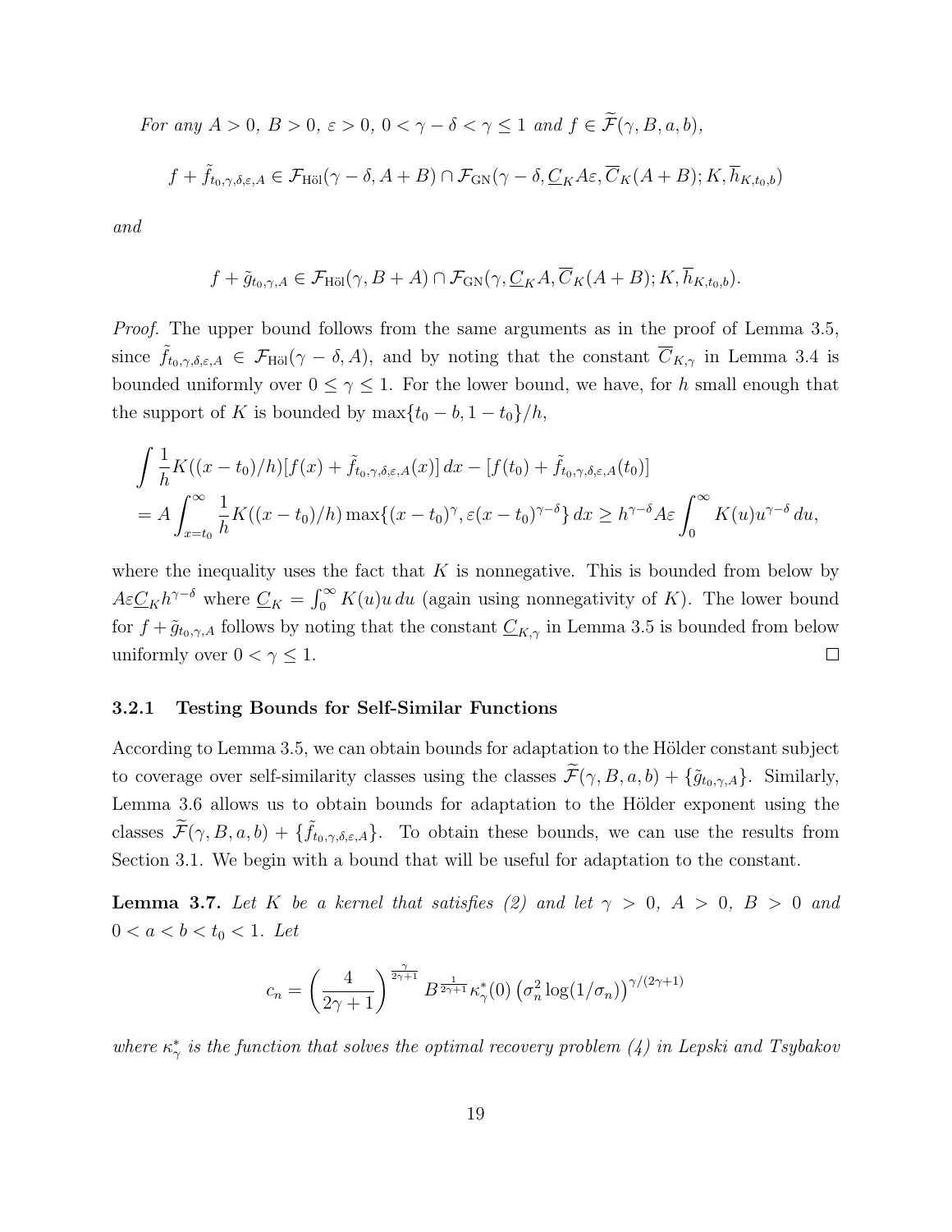*For any $A > 0$, $B > 0$, $\varepsilon > 0$, $0 < \gamma - \delta < \gamma \leq 1$ and $f \in \widetilde{\mathcal{F}}(\gamma, B, a, b)$,*

$$f + \tilde{f}_{t_0,\gamma,\delta,\varepsilon,A} \in \mathcal{F}_{\text{Höl}}(\gamma - \delta, A + B) \cap \mathcal{F}_{\text{GN}}(\gamma - \delta, \underline{C}_K A\varepsilon, \overline{C}_K(A + B); K, \overline{h}_{K,t_0,b})$$

*and*

$$f + \tilde{g}_{t_0,\gamma,A} \in \mathcal{F}_{\text{Höl}}(\gamma, B + A) \cap \mathcal{F}_{\text{GN}}(\gamma, \underline{C}_K A, \overline{C}_K(A + B); K, \overline{h}_{K,t_0,b}).$$

*Proof.* The upper bound follows from the same arguments as in the proof of Lemma 3.5, since $\tilde{f}_{t_0,\gamma,\delta,\varepsilon,A} \in \mathcal{F}_{\text{Höl}}(\gamma - \delta, A)$, and by noting that the constant $\overline{C}_{K,\gamma}$ in Lemma 3.4 is bounded uniformly over $0 \leq \gamma \leq 1$. For the lower bound, we have, for $h$ small enough that the support of $K$ is bounded by $\max\{t_0 - b, 1 - t_0\}/h$,

$$\begin{aligned}
&\int \frac{1}{h} K((x - t_0)/h)[f(x) + \tilde{f}_{t_0,\gamma,\delta,\varepsilon,A}(x)]\, dx - [f(t_0) + \tilde{f}_{t_0,\gamma,\delta,\varepsilon,A}(t_0)] \\
&= A \int_{x=t_0}^{\infty} \frac{1}{h} K((x - t_0)/h) \max\{(x - t_0)^{\gamma}, \varepsilon(x - t_0)^{\gamma-\delta}\}\, dx \geq h^{\gamma-\delta} A\varepsilon \int_0^{\infty} K(u) u^{\gamma-\delta}\, du,
\end{aligned}$$

where the inequality uses the fact that $K$ is nonnegative. This is bounded from below by $A\varepsilon \underline{C}_K h^{\gamma-\delta}$ where $\underline{C}_K = \int_0^{\infty} K(u) u\, du$ (again using nonnegativity of $K$). The lower bound for $f + \tilde{g}_{t_0,\gamma,A}$ follows by noting that the constant $\underline{C}_{K,\gamma}$ in Lemma 3.5 is bounded from below uniformly over $0 < \gamma \leq 1$. $\square$

### 3.2.1 Testing Bounds for Self-Similar Functions

According to Lemma 3.5, we can obtain bounds for adaptation to the Hölder constant subject to coverage over self-similarity classes using the classes $\widetilde{\mathcal{F}}(\gamma, B, a, b) + \{\tilde{g}_{t_0,\gamma,A}\}$. Similarly, Lemma 3.6 allows us to obtain bounds for adaptation to the Hölder exponent using the classes $\widetilde{\mathcal{F}}(\gamma, B, a, b) + \{\tilde{f}_{t_0,\gamma,\delta,\varepsilon,A}\}$. To obtain these bounds, we can use the results from Section 3.1. We begin with a bound that will be useful for adaptation to the constant.

**Lemma 3.7.** *Let $K$ be a kernel that satisfies (2) and let $\gamma > 0$, $A > 0$, $B > 0$ and $0 < a < b < t_0 < 1$. Let*

$$c_n = \left(\frac{4}{2\gamma + 1}\right)^{\frac{\gamma}{2\gamma+1}} B^{\frac{1}{2\gamma+1}} \kappa_{\gamma}^*(0) \left(\sigma_n^2 \log(1/\sigma_n)\right)^{\gamma/(2\gamma+1)}$$

*where $\kappa_{\gamma}^*$ is the function that solves the optimal recovery problem (4) in Lepski and Tsybakov*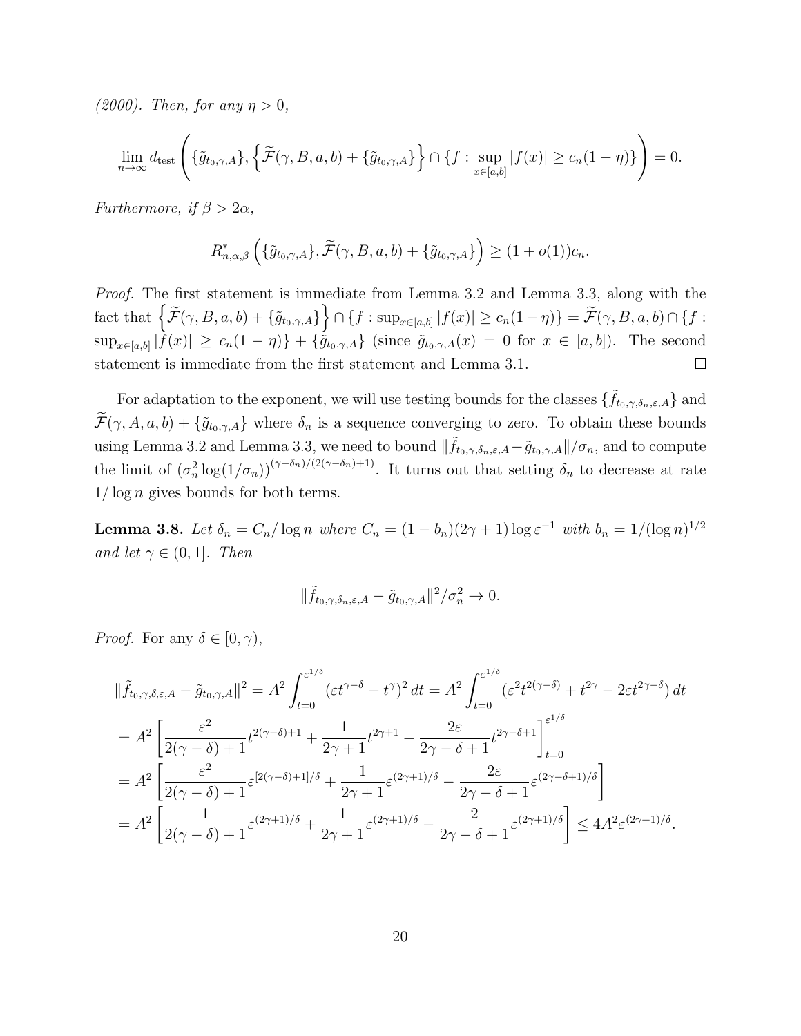*(2000). Then, for any $\eta > 0$,*

$$\lim_{n\to\infty} d_{\text{test}} \left( \{\tilde{g}_{t_0,\gamma,A}\}, \left\{ \widetilde{\mathcal{F}}(\gamma, B, a, b) + \{\tilde{g}_{t_0,\gamma,A}\} \right\} \cap \{f : \sup_{x\in[a,b]} |f(x)| \geq c_n(1-\eta)\} \right) = 0.$$

*Furthermore, if $\beta > 2\alpha$,*

$$R^*_{n,\alpha,\beta} \left( \{\tilde{g}_{t_0,\gamma,A}\}, \widetilde{\mathcal{F}}(\gamma, B, a, b) + \{\tilde{g}_{t_0,\gamma,A}\} \right) \geq (1 + o(1))c_n.$$

*Proof.* The first statement is immediate from Lemma 3.2 and Lemma 3.3, along with the fact that $\left\{ \widetilde{\mathcal{F}}(\gamma, B, a, b) + \{\tilde{g}_{t_0,\gamma,A}\} \right\} \cap \{f : \sup_{x\in[a,b]} |f(x)| \geq c_n(1-\eta)\} = \widetilde{\mathcal{F}}(\gamma, B, a, b) \cap \{f : \sup_{x\in[a,b]} |f(x)| \geq c_n(1-\eta)\} + \{\tilde{g}_{t_0,\gamma,A}\}$ (since $\tilde{g}_{t_0,\gamma,A}(x) = 0$ for $x \in [a, b]$). The second statement is immediate from the first statement and Lemma 3.1. $\square$

For adaptation to the exponent, we will use testing bounds for the classes $\{\tilde{f}_{t_0,\gamma,\delta_n,\varepsilon,A}\}$ and $\widetilde{\mathcal{F}}(\gamma, A, a, b) + \{\tilde{g}_{t_0,\gamma,A}\}$ where $\delta_n$ is a sequence converging to zero. To obtain these bounds using Lemma 3.2 and Lemma 3.3, we need to bound $\|\tilde{f}_{t_0,\gamma,\delta_n,\varepsilon,A} - \tilde{g}_{t_0,\gamma,A}\|/\sigma_n$, and to compute the limit of $(\sigma_n^2 \log(1/\sigma_n))^{(\gamma-\delta_n)/(2(\gamma-\delta_n)+1)}$. It turns out that setting $\delta_n$ to decrease at rate $1/\log n$ gives bounds for both terms.

**Lemma 3.8.** *Let $\delta_n = C_n/\log n$ where $C_n = (1 - b_n)(2\gamma + 1)\log \varepsilon^{-1}$ with $b_n = 1/(\log n)^{1/2}$ and let $\gamma \in (0, 1]$. Then*

$$\|\tilde{f}_{t_0,\gamma,\delta_n,\varepsilon,A} - \tilde{g}_{t_0,\gamma,A}\|^2/\sigma_n^2 \to 0.$$

*Proof.* For any $\delta \in [0, \gamma)$,

$$\begin{aligned}
\|\tilde{f}_{t_0,\gamma,\delta,\varepsilon,A} - \tilde{g}_{t_0,\gamma,A}\|^2 &= A^2 \int_{t=0}^{\varepsilon^{1/\delta}} (\varepsilon t^{\gamma-\delta} - t^\gamma)^2 \, dt = A^2 \int_{t=0}^{\varepsilon^{1/\delta}} \left(\varepsilon^2 t^{2(\gamma-\delta)} + t^{2\gamma} - 2\varepsilon t^{2\gamma-\delta}\right) dt \\
&= A^2 \left[ \frac{\varepsilon^2}{2(\gamma-\delta)+1} t^{2(\gamma-\delta)+1} + \frac{1}{2\gamma+1} t^{2\gamma+1} - \frac{2\varepsilon}{2\gamma-\delta+1} t^{2\gamma-\delta+1} \right]_{t=0}^{\varepsilon^{1/\delta}} \\
&= A^2 \left[ \frac{\varepsilon^2}{2(\gamma-\delta)+1} \varepsilon^{[2(\gamma-\delta)+1]/\delta} + \frac{1}{2\gamma+1} \varepsilon^{(2\gamma+1)/\delta} - \frac{2\varepsilon}{2\gamma-\delta+1} \varepsilon^{(2\gamma-\delta+1)/\delta} \right] \\
&= A^2 \left[ \frac{1}{2(\gamma-\delta)+1} \varepsilon^{(2\gamma+1)/\delta} + \frac{1}{2\gamma+1} \varepsilon^{(2\gamma+1)/\delta} - \frac{2}{2\gamma-\delta+1} \varepsilon^{(2\gamma+1)/\delta} \right] \leq 4A^2 \varepsilon^{(2\gamma+1)/\delta}.
\end{aligned}$$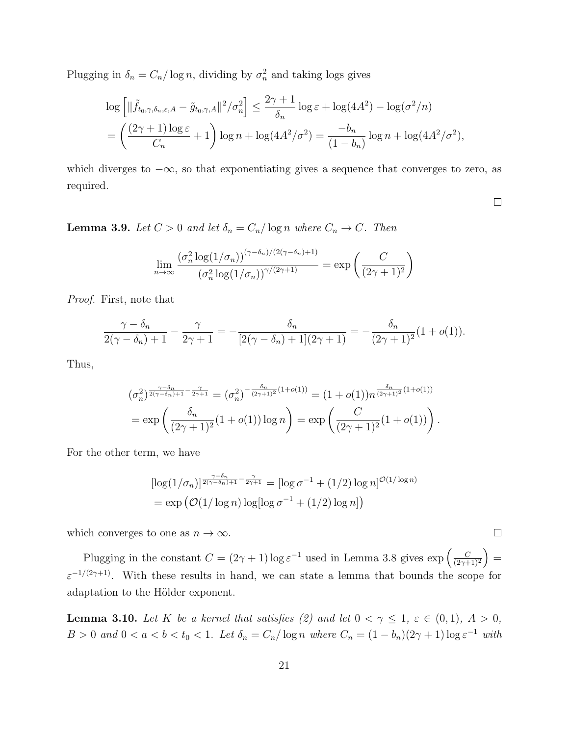Plugging in $\delta_n = C_n / \log n$, dividing by $\sigma_n^2$ and taking logs gives

$$
\begin{aligned}
\log\left[\|\tilde{f}_{t_0,\gamma,\delta_n,\varepsilon,A} - \tilde{g}_{t_0,\gamma,A}\|^2/\sigma_n^2\right] &\leq \frac{2\gamma+1}{\delta_n}\log\varepsilon + \log(4A^2) - \log(\sigma^2/n) \\
= \left(\frac{(2\gamma+1)\log\varepsilon}{C_n} + 1\right)\log n + \log(4A^2/\sigma^2) &= \frac{-b_n}{(1-b_n)}\log n + \log(4A^2/\sigma^2),
\end{aligned}
$$

which diverges to $-\infty$, so that exponentiating gives a sequence that converges to zero, as required.

□

**Lemma 3.9.** *Let $C > 0$ and let $\delta_n = C_n/\log n$ where $C_n \to C$. Then*

$$
\lim_{n\to\infty} \frac{(\sigma_n^2 \log(1/\sigma_n))^{(\gamma-\delta_n)/(2(\gamma-\delta_n)+1)}}{(\sigma_n^2 \log(1/\sigma_n))^{\gamma/(2\gamma+1)}} = \exp\left(\frac{C}{(2\gamma+1)^2}\right)
$$

*Proof.* First, note that

$$
\frac{\gamma-\delta_n}{2(\gamma-\delta_n)+1} - \frac{\gamma}{2\gamma+1} = -\frac{\delta_n}{[2(\gamma-\delta_n)+1](2\gamma+1)} = -\frac{\delta_n}{(2\gamma+1)^2}(1+o(1)).
$$

Thus,

$$
\begin{aligned}
(\sigma_n^2)^{\frac{\gamma-\delta_n}{2(\gamma-\delta_n)+1} - \frac{\gamma}{2\gamma+1}} &= (\sigma_n^2)^{-\frac{\delta_n}{(2\gamma+1)^2}(1+o(1))} = (1+o(1))n^{\frac{\delta_n}{(2\gamma+1)^2}(1+o(1))} \\
&= \exp\left(\frac{\delta_n}{(2\gamma+1)^2}(1+o(1))\log n\right) = \exp\left(\frac{C}{(2\gamma+1)^2}(1+o(1))\right).
\end{aligned}
$$

For the other term, we have

$$
\begin{aligned}
&[\log(1/\sigma_n)]^{\frac{\gamma-\delta_n}{2(\gamma-\delta_n)+1} - \frac{\gamma}{2\gamma+1}} = [\log\sigma^{-1} + (1/2)\log n]^{\mathcal{O}(1/\log n)} \\
&= \exp\left(\mathcal{O}(1/\log n)\log[\log\sigma^{-1} + (1/2)\log n]\right)
\end{aligned}
$$

which converges to one as $n \to \infty$.

□

Plugging in the constant $C = (2\gamma+1)\log\varepsilon^{-1}$ used in Lemma 3.8 gives $\exp\left(\frac{C}{(2\gamma+1)^2}\right) = \varepsilon^{-1/(2\gamma+1)}$. With these results in hand, we can state a lemma that bounds the scope for adaptation to the Hölder exponent.

**Lemma 3.10.** *Let $K$ be a kernel that satisfies (2) and let $0 < \gamma \leq 1$, $\varepsilon \in (0,1)$, $A > 0$, $B > 0$ and $0 < a < b < t_0 < 1$. Let $\delta_n = C_n/\log n$ where $C_n = (1-b_n)(2\gamma+1)\log\varepsilon^{-1}$ with*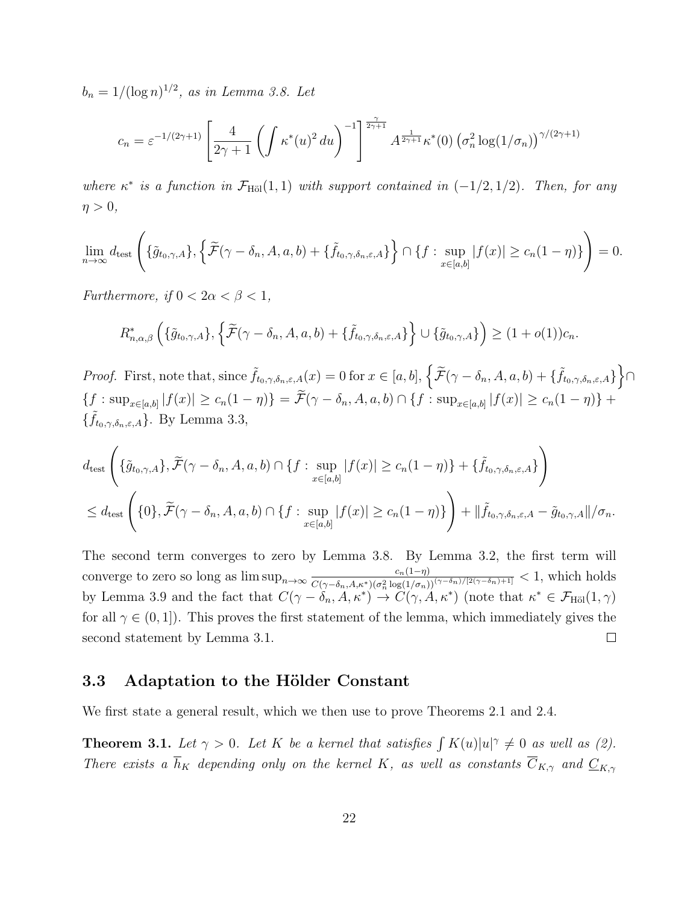$b_n = 1/(\log n)^{1/2}$, *as in Lemma 3.8. Let*

$$c_n = \varepsilon^{-1/(2\gamma+1)} \left[ \frac{4}{2\gamma+1} \left( \int \kappa^*(u)^2 \, du \right)^{-1} \right]^{\frac{\gamma}{2\gamma+1}} A^{\frac{1}{2\gamma+1}} \kappa^*(0) \left( \sigma_n^2 \log(1/\sigma_n) \right)^{\gamma/(2\gamma+1)}$$

*where $\kappa^*$ is a function in $\mathcal{F}_{\text{Höl}}(1,1)$ with support contained in $(-1/2, 1/2)$. Then, for any $\eta > 0$,*

$$\lim_{n\to\infty} d_{\text{test}} \left( \{\tilde{g}_{t_0,\gamma,A}\}, \left\{ \widetilde{\mathcal{F}}(\gamma - \delta_n, A, a, b) + \{\tilde{f}_{t_0,\gamma,\delta_n,\varepsilon,A}\} \right\} \cap \{f : \sup_{x\in[a,b]} |f(x)| \geq c_n(1-\eta)\} \right) = 0.$$

*Furthermore, if $0 < 2\alpha < \beta < 1$,*

$$R^*_{n,\alpha,\beta} \left( \{\tilde{g}_{t_0,\gamma,A}\}, \left\{ \widetilde{\mathcal{F}}(\gamma - \delta_n, A, a, b) + \{\tilde{f}_{t_0,\gamma,\delta_n,\varepsilon,A}\} \right\} \cup \{\tilde{g}_{t_0,\gamma,A}\} \right) \geq (1 + o(1))c_n.$$

*Proof.* First, note that, since $\tilde{f}_{t_0,\gamma,\delta_n,\varepsilon,A}(x) = 0$ for $x \in [a,b]$, $\left\{ \widetilde{\mathcal{F}}(\gamma - \delta_n, A, a, b) + \{\tilde{f}_{t_0,\gamma,\delta_n,\varepsilon,A}\} \right\} \cap \{f : \sup_{x\in[a,b]} |f(x)| \geq c_n(1-\eta)\} = \widetilde{\mathcal{F}}(\gamma - \delta_n, A, a, b) \cap \{f : \sup_{x\in[a,b]} |f(x)| \geq c_n(1-\eta)\} + \{\tilde{f}_{t_0,\gamma,\delta_n,\varepsilon,A}\}$. By Lemma 3.3,

$$d_{\text{test}} \left( \{\tilde{g}_{t_0,\gamma,A}\}, \widetilde{\mathcal{F}}(\gamma - \delta_n, A, a, b) \cap \{f : \sup_{x\in[a,b]} |f(x)| \geq c_n(1-\eta)\} + \{\tilde{f}_{t_0,\gamma,\delta_n,\varepsilon,A}\} \right)$$
$$\leq d_{\text{test}} \left( \{0\}, \widetilde{\mathcal{F}}(\gamma - \delta_n, A, a, b) \cap \{f : \sup_{x\in[a,b]} |f(x)| \geq c_n(1-\eta)\} \right) + \|\tilde{f}_{t_0,\gamma,\delta_n,\varepsilon,A} - \tilde{g}_{t_0,\gamma,A}\|/\sigma_n.$$

The second term converges to zero by Lemma 3.8. By Lemma 3.2, the first term will converge to zero so long as $\limsup_{n\to\infty} \frac{c_n(1-\eta)}{C(\gamma-\delta_n,A,\kappa^*)(\sigma_n^2 \log(1/\sigma_n))^{(\gamma-\delta_n)/[2(\gamma-\delta_n)+1]}} < 1$, which holds by Lemma 3.9 and the fact that $C(\gamma - \delta_n, A, \kappa^*) \to C(\gamma, A, \kappa^*)$ (note that $\kappa^* \in \mathcal{F}_{\text{Höl}}(1,\gamma)$ for all $\gamma \in (0,1]$). This proves the first statement of the lemma, which immediately gives the second statement by Lemma 3.1. $\square$

### 3.3 Adaptation to the Hölder Constant

We first state a general result, which we then use to prove Theorems 2.1 and 2.4.

**Theorem 3.1.** *Let $\gamma > 0$. Let $K$ be a kernel that satisfies $\int K(u)|u|^\gamma \neq 0$ as well as (2). There exists a $\overline{h}_K$ depending only on the kernel $K$, as well as constants $\overline{C}_{K,\gamma}$ and $\underline{C}_{K,\gamma}$*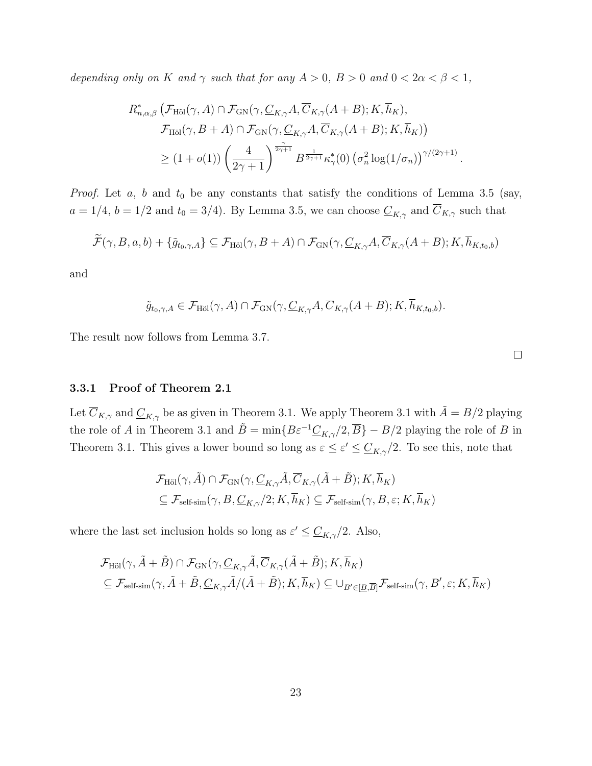*depending only on $K$ and $\gamma$ such that for any $A > 0$, $B > 0$ and $0 < 2\alpha < \beta < 1$,*

$$
\begin{aligned}
R^*_{n,\alpha,\beta} \big( & \mathcal{F}_{\text{Höl}}(\gamma, A) \cap \mathcal{F}_{\text{GN}}(\gamma, \underline{C}_{K,\gamma} A, \overline{C}_{K,\gamma}(A+B); K, \overline{h}_K), \\
& \mathcal{F}_{\text{Höl}}(\gamma, B+A) \cap \mathcal{F}_{\text{GN}}(\gamma, \underline{C}_{K,\gamma} A, \overline{C}_{K,\gamma}(A+B); K, \overline{h}_K) \big) \\
& \geq (1+o(1)) \left( \frac{4}{2\gamma+1} \right)^{\frac{\gamma}{2\gamma+1}} B^{\frac{1}{2\gamma+1}} \kappa^*_\gamma(0) \left( \sigma_n^2 \log(1/\sigma_n) \right)^{\gamma/(2\gamma+1)}.
\end{aligned}
$$

*Proof.* Let $a$, $b$ and $t_0$ be any constants that satisfy the conditions of Lemma 3.5 (say, $a = 1/4$, $b = 1/2$ and $t_0 = 3/4$). By Lemma 3.5, we can choose $\underline{C}_{K,\gamma}$ and $\overline{C}_{K,\gamma}$ such that

$$
\widetilde{\mathcal{F}}(\gamma, B, a, b) + \{\tilde{g}_{t_0,\gamma,A}\} \subseteq \mathcal{F}_{\text{Höl}}(\gamma, B+A) \cap \mathcal{F}_{\text{GN}}(\gamma, \underline{C}_{K,\gamma} A, \overline{C}_{K,\gamma}(A+B); K, \overline{h}_{K,t_0,b})
$$

and

$$
\tilde{g}_{t_0,\gamma,A} \in \mathcal{F}_{\text{Höl}}(\gamma, A) \cap \mathcal{F}_{\text{GN}}(\gamma, \underline{C}_{K,\gamma} A, \overline{C}_{K,\gamma}(A+B); K, \overline{h}_{K,t_0,b}).
$$

The result now follows from Lemma 3.7.

□

### 3.3.1 Proof of Theorem 2.1

Let $\overline{C}_{K,\gamma}$ and $\underline{C}_{K,\gamma}$ be as given in Theorem 3.1. We apply Theorem 3.1 with $\tilde{A} = B/2$ playing the role of $A$ in Theorem 3.1 and $\tilde{B} = \min\{B\varepsilon^{-1}\underline{C}_{K,\gamma}/2, \overline{B}\} - B/2$ playing the role of $B$ in Theorem 3.1. This gives a lower bound so long as $\varepsilon \leq \varepsilon' \leq \underline{C}_{K,\gamma}/2$. To see this, note that

$$
\begin{aligned}
& \mathcal{F}_{\text{Höl}}(\gamma, \tilde{A}) \cap \mathcal{F}_{\text{GN}}(\gamma, \underline{C}_{K,\gamma}\tilde{A}, \overline{C}_{K,\gamma}(\tilde{A}+\tilde{B}); K, \overline{h}_K) \\
& \subseteq \mathcal{F}_{\text{self-sim}}(\gamma, B, \underline{C}_{K,\gamma}/2; K, \overline{h}_K) \subseteq \mathcal{F}_{\text{self-sim}}(\gamma, B, \varepsilon; K, \overline{h}_K)
\end{aligned}
$$

where the last set inclusion holds so long as $\varepsilon' \leq \underline{C}_{K,\gamma}/2$. Also,

$$
\begin{aligned}
& \mathcal{F}_{\text{Höl}}(\gamma, \tilde{A}+\tilde{B}) \cap \mathcal{F}_{\text{GN}}(\gamma, \underline{C}_{K,\gamma}\tilde{A}, \overline{C}_{K,\gamma}(\tilde{A}+\tilde{B}); K, \overline{h}_K) \\
& \subseteq \mathcal{F}_{\text{self-sim}}(\gamma, \tilde{A}+\tilde{B}, \underline{C}_{K,\gamma}\tilde{A}/(\tilde{A}+\tilde{B}); K, \overline{h}_K) \subseteq \cup_{B' \in [\underline{B}, \overline{B}]} \mathcal{F}_{\text{self-sim}}(\gamma, B', \varepsilon; K, \overline{h}_K)
\end{aligned}
$$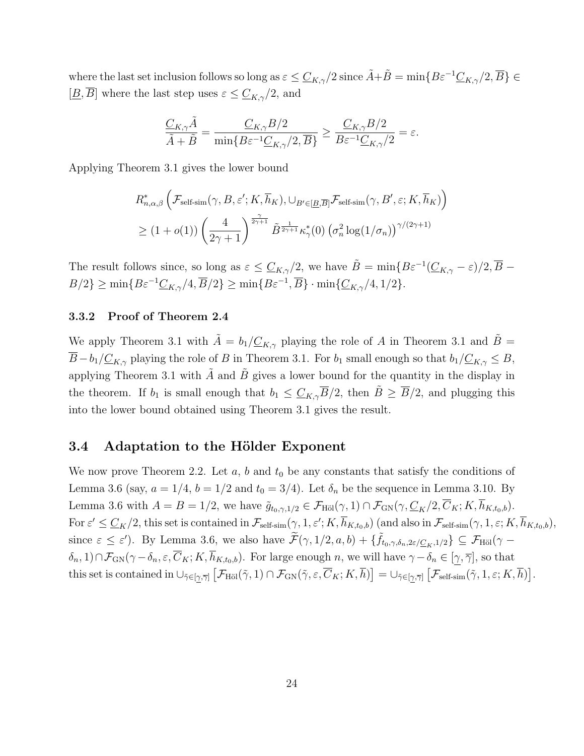where the last set inclusion follows so long as $\varepsilon \leq \underline{C}_{K,\gamma}/2$ since $\tilde{A}+\tilde{B} = \min\{B\varepsilon^{-1}\underline{C}_{K,\gamma}/2, \overline{B}\} \in [\underline{B}, \overline{B}]$ where the last step uses $\varepsilon \leq \underline{C}_{K,\gamma}/2$, and

$$\frac{\underline{C}_{K,\gamma}\tilde{A}}{\tilde{A}+\tilde{B}} = \frac{\underline{C}_{K,\gamma}B/2}{\min\{B\varepsilon^{-1}\underline{C}_{K,\gamma}/2, \overline{B}\}} \geq \frac{\underline{C}_{K,\gamma}B/2}{B\varepsilon^{-1}\underline{C}_{K,\gamma}/2} = \varepsilon.$$

Applying Theorem 3.1 gives the lower bound

$$\begin{aligned}
&R^*_{n,\alpha,\beta}\left(\mathcal{F}_{\text{self-sim}}(\gamma, B, \varepsilon'; K, \overline{h}_K), \cup_{B' \in [\underline{B}, \overline{B}]} \mathcal{F}_{\text{self-sim}}(\gamma, B', \varepsilon; K, \overline{h}_K)\right) \\
&\geq (1+o(1)) \left(\frac{4}{2\gamma+1}\right)^{\frac{\gamma}{2\gamma+1}} \tilde{B}^{\frac{1}{2\gamma+1}} \kappa^*_\gamma(0) \left(\sigma_n^2 \log(1/\sigma_n)\right)^{\gamma/(2\gamma+1)}
\end{aligned}$$

The result follows since, so long as $\varepsilon \leq \underline{C}_{K,\gamma}/2$, we have $\tilde{B} = \min\{B\varepsilon^{-1}(\underline{C}_{K,\gamma} - \varepsilon)/2, \overline{B} - B/2\} \geq \min\{B\varepsilon^{-1}\underline{C}_{K,\gamma}/4, \overline{B}/2\} \geq \min\{B\varepsilon^{-1}, \overline{B}\} \cdot \min\{\underline{C}_{K,\gamma}/4, 1/2\}$.

### 3.3.2 Proof of Theorem 2.4

We apply Theorem 3.1 with $\tilde{A} = b_1/\underline{C}_{K,\gamma}$ playing the role of $A$ in Theorem 3.1 and $\tilde{B} = \overline{B} - b_1/\underline{C}_{K,\gamma}$ playing the role of $B$ in Theorem 3.1. For $b_1$ small enough so that $b_1/\underline{C}_{K,\gamma} \leq B$, applying Theorem 3.1 with $\tilde{A}$ and $\tilde{B}$ gives a lower bound for the quantity in the display in the theorem. If $b_1$ is small enough that $b_1 \leq \underline{C}_{K,\gamma}\overline{B}/2$, then $\tilde{B} \geq \overline{B}/2$, and plugging this into the lower bound obtained using Theorem 3.1 gives the result.

## 3.4 Adaptation to the Hölder Exponent

We now prove Theorem 2.2. Let $a$, $b$ and $t_0$ be any constants that satisfy the conditions of Lemma 3.6 (say, $a = 1/4$, $b = 1/2$ and $t_0 = 3/4$). Let $\delta_n$ be the sequence in Lemma 3.10. By Lemma 3.6 with $A = B = 1/2$, we have $\tilde{g}_{t_0,\gamma,1/2} \in \mathcal{F}_{\text{Höl}}(\gamma, 1) \cap \mathcal{F}_{\text{GN}}(\gamma, \underline{C}_K/2, \overline{C}_K; K, \overline{h}_{K,t_0,b})$. For $\varepsilon' \leq \underline{C}_K/2$, this set is contained in $\mathcal{F}_{\text{self-sim}}(\gamma, 1, \varepsilon'; K, \overline{h}_{K,t_0,b})$ (and also in $\mathcal{F}_{\text{self-sim}}(\gamma, 1, \varepsilon; K, \overline{h}_{K,t_0,b})$, since $\varepsilon \leq \varepsilon'$). By Lemma 3.6, we also have $\widetilde{\mathcal{F}}(\gamma, 1/2, a, b) + \{\tilde{f}_{t_0,\gamma,\delta_n,2\varepsilon/\underline{C}_K,1/2}\} \subseteq \mathcal{F}_{\text{Höl}}(\gamma - \delta_n, 1) \cap \mathcal{F}_{\text{GN}}(\gamma - \delta_n, \varepsilon, \overline{C}_K; K, \overline{h}_{K,t_0,b})$. For large enough $n$, we will have $\gamma - \delta_n \in [\underline{\gamma}, \overline{\gamma}]$, so that this set is contained in $\cup_{\tilde{\gamma} \in [\underline{\gamma}, \overline{\gamma}]}\left[\mathcal{F}_{\text{Höl}}(\tilde{\gamma}, 1) \cap \mathcal{F}_{\text{GN}}(\tilde{\gamma}, \varepsilon, \overline{C}_K; K, \overline{h})\right] = \cup_{\tilde{\gamma} \in [\underline{\gamma}, \overline{\gamma}]}\left[\mathcal{F}_{\text{self-sim}}(\tilde{\gamma}, 1, \varepsilon; K, \overline{h})\right]$.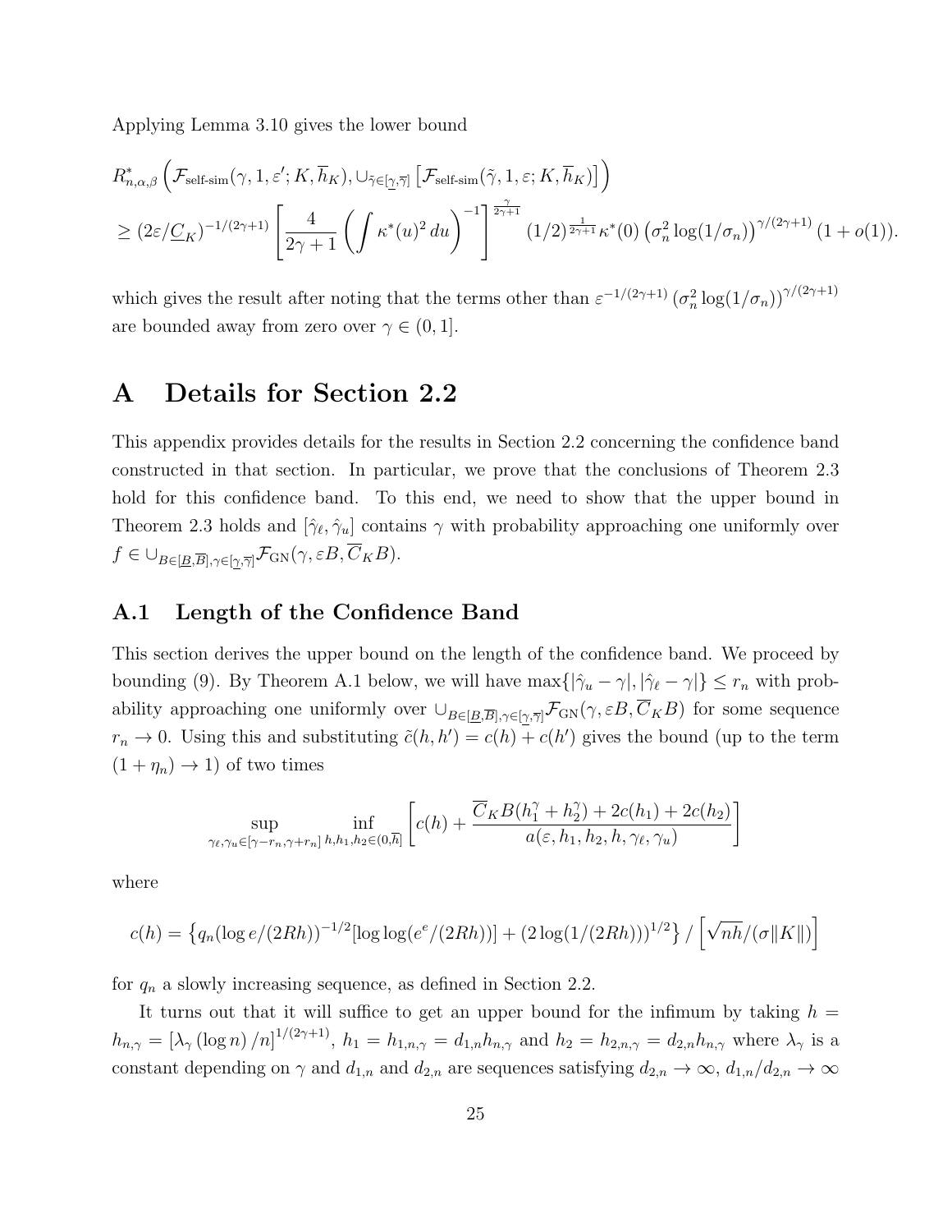Applying Lemma 3.10 gives the lower bound

$$
\begin{aligned}
&R^*_{n,\alpha,\beta}\left(\mathcal{F}_{\text{self-sim}}(\gamma,1,\varepsilon';K,\overline{h}_K),\cup_{\tilde{\gamma}\in[\underline{\gamma},\overline{\gamma}]}\left[\mathcal{F}_{\text{self-sim}}(\tilde{\gamma},1,\varepsilon;K,\overline{h}_K)\right]\right)\\
&\geq (2\varepsilon/\underline{C}_K)^{-1/(2\gamma+1)}\left[\frac{4}{2\gamma+1}\left(\int \kappa^*(u)^2\,du\right)^{-1}\right]^{\frac{\gamma}{2\gamma+1}}(1/2)^{\frac{1}{2\gamma+1}}\kappa^*(0)\left(\sigma_n^2\log(1/\sigma_n)\right)^{\gamma/(2\gamma+1)}(1+o(1)).
\end{aligned}
$$

which gives the result after noting that the terms other than $\varepsilon^{-1/(2\gamma+1)}\left(\sigma_n^2\log(1/\sigma_n)\right)^{\gamma/(2\gamma+1)}$ are bounded away from zero over $\gamma\in(0,1]$.

# A Details for Section 2.2

This appendix provides details for the results in Section 2.2 concerning the confidence band constructed in that section. In particular, we prove that the conclusions of Theorem 2.3 hold for this confidence band. To this end, we need to show that the upper bound in Theorem 2.3 holds and $[\hat{\gamma}_\ell,\hat{\gamma}_u]$ contains $\gamma$ with probability approaching one uniformly over $f\in\cup_{B\in[\underline{B},\overline{B}],\gamma\in[\underline{\gamma},\overline{\gamma}]}\mathcal{F}_{\text{GN}}(\gamma,\varepsilon B,\overline{C}_K B)$.

## A.1 Length of the Confidence Band

This section derives the upper bound on the length of the confidence band. We proceed by bounding (9). By Theorem A.1 below, we will have $\max\{|\hat{\gamma}_u-\gamma|,|\hat{\gamma}_\ell-\gamma|\}\leq r_n$ with probability approaching one uniformly over $\cup_{B\in[\underline{B},\overline{B}],\gamma\in[\underline{\gamma},\overline{\gamma}]}\mathcal{F}_{\text{GN}}(\gamma,\varepsilon B,\overline{C}_K B)$ for some sequence $r_n\to 0$. Using this and substituting $\tilde{c}(h,h')=c(h)+c(h')$ gives the bound (up to the term $(1+\eta_n)\to 1$) of two times

$$
\sup_{\gamma_\ell,\gamma_u\in[\gamma-r_n,\gamma+r_n]}\ \inf_{h,h_1,h_2\in(0,\overline{h}]}\left[c(h)+\frac{\overline{C}_K B(h_1^\gamma+h_2^\gamma)+2c(h_1)+2c(h_2)}{a(\varepsilon,h_1,h_2,h,\gamma_\ell,\gamma_u)}\right]
$$

where

$$
c(h)=\left\{q_n(\log e/(2Rh))^{-1/2}[\log\log(e^e/(2Rh))]+(2\log(1/(2Rh)))^{1/2}\right\}/\left[\sqrt{nh}/(\sigma\|K\|)\right]
$$

for $q_n$ a slowly increasing sequence, as defined in Section 2.2.

It turns out that it will suffice to get an upper bound for the infimum by taking $h=h_{n,\gamma}=\left[\lambda_\gamma\left(\log n\right)/n\right]^{1/(2\gamma+1)}$, $h_1=h_{1,n,\gamma}=d_{1,n}h_{n,\gamma}$ and $h_2=h_{2,n,\gamma}=d_{2,n}h_{n,\gamma}$ where $\lambda_\gamma$ is a constant depending on $\gamma$ and $d_{1,n}$ and $d_{2,n}$ are sequences satisfying $d_{2,n}\to\infty$, $d_{1,n}/d_{2,n}\to\infty$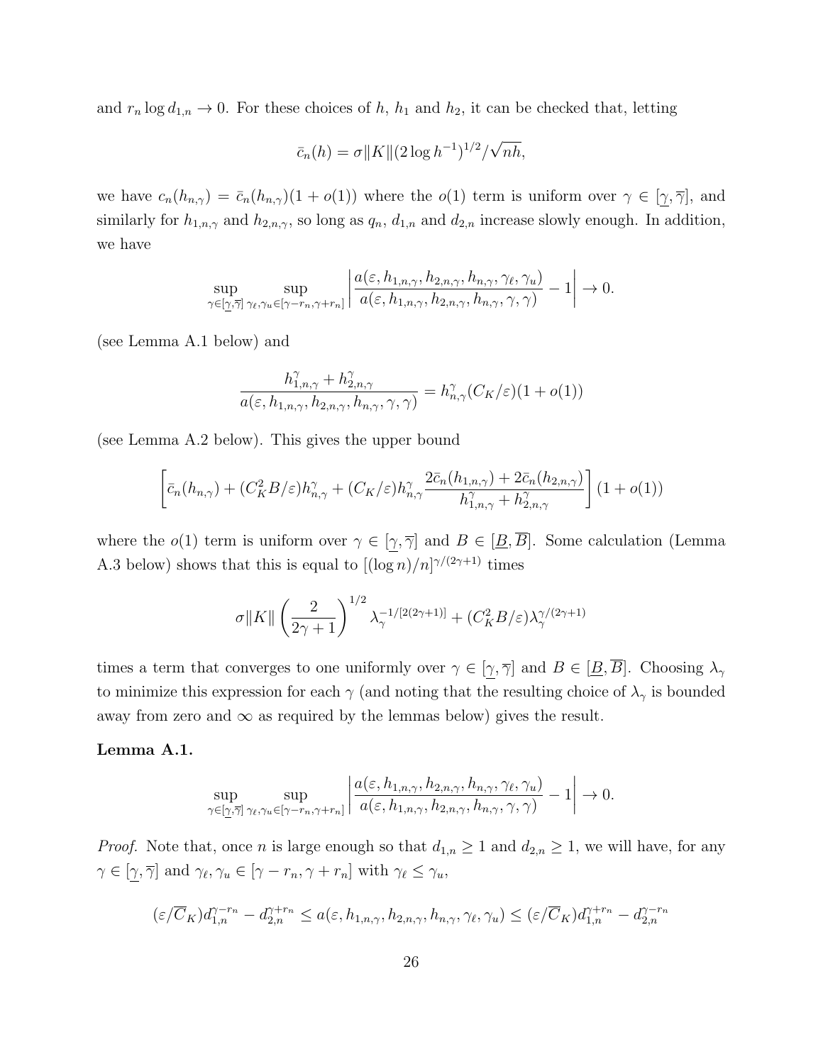and $r_n \log d_{1,n} \to 0$. For these choices of $h$, $h_1$ and $h_2$, it can be checked that, letting

$$\bar{c}_n(h) = \sigma \|K\| (2 \log h^{-1})^{1/2} / \sqrt{nh},$$

we have $c_n(h_{n,\gamma}) = \bar{c}_n(h_{n,\gamma})(1 + o(1))$ where the $o(1)$ term is uniform over $\gamma \in [\underline{\gamma}, \overline{\gamma}]$, and similarly for $h_{1,n,\gamma}$ and $h_{2,n,\gamma}$, so long as $q_n$, $d_{1,n}$ and $d_{2,n}$ increase slowly enough. In addition, we have

$$\sup_{\gamma \in [\underline{\gamma}, \overline{\gamma}]} \sup_{\gamma_\ell, \gamma_u \in [\gamma - r_n, \gamma + r_n]} \left| \frac{a(\varepsilon, h_{1,n,\gamma}, h_{2,n,\gamma}, h_{n,\gamma}, \gamma_\ell, \gamma_u)}{a(\varepsilon, h_{1,n,\gamma}, h_{2,n,\gamma}, h_{n,\gamma}, \gamma, \gamma)} - 1 \right| \to 0.$$

(see Lemma A.1 below) and

$$\frac{h_{1,n,\gamma}^\gamma + h_{2,n,\gamma}^\gamma}{a(\varepsilon, h_{1,n,\gamma}, h_{2,n,\gamma}, h_{n,\gamma}, \gamma, \gamma)} = h_{n,\gamma}^\gamma (C_K/\varepsilon)(1 + o(1))$$

(see Lemma A.2 below). This gives the upper bound

$$\left[ \bar{c}_n(h_{n,\gamma}) + (C_K^2 B/\varepsilon) h_{n,\gamma}^\gamma + (C_K/\varepsilon) h_{n,\gamma}^\gamma \frac{2\bar{c}_n(h_{1,n,\gamma}) + 2\bar{c}_n(h_{2,n,\gamma})}{h_{1,n,\gamma}^\gamma + h_{2,n,\gamma}^\gamma} \right] (1 + o(1))$$

where the $o(1)$ term is uniform over $\gamma \in [\underline{\gamma}, \overline{\gamma}]$ and $B \in [\underline{B}, \overline{B}]$. Some calculation (Lemma A.3 below) shows that this is equal to $[(\log n)/n]^{\gamma/(2\gamma+1)}$ times

$$\sigma \|K\| \left( \frac{2}{2\gamma + 1} \right)^{1/2} \lambda_\gamma^{-1/[2(2\gamma+1)]} + (C_K^2 B/\varepsilon) \lambda_\gamma^{\gamma/(2\gamma+1)}$$

times a term that converges to one uniformly over $\gamma \in [\underline{\gamma}, \overline{\gamma}]$ and $B \in [\underline{B}, \overline{B}]$. Choosing $\lambda_\gamma$ to minimize this expression for each $\gamma$ (and noting that the resulting choice of $\lambda_\gamma$ is bounded away from zero and $\infty$ as required by the lemmas below) gives the result.

**Lemma A.1.**

$$\sup_{\gamma \in [\underline{\gamma}, \overline{\gamma}]} \sup_{\gamma_\ell, \gamma_u \in [\gamma - r_n, \gamma + r_n]} \left| \frac{a(\varepsilon, h_{1,n,\gamma}, h_{2,n,\gamma}, h_{n,\gamma}, \gamma_\ell, \gamma_u)}{a(\varepsilon, h_{1,n,\gamma}, h_{2,n,\gamma}, h_{n,\gamma}, \gamma, \gamma)} - 1 \right| \to 0.$$

*Proof.* Note that, once $n$ is large enough so that $d_{1,n} \geq 1$ and $d_{2,n} \geq 1$, we will have, for any $\gamma \in [\underline{\gamma}, \overline{\gamma}]$ and $\gamma_\ell, \gamma_u \in [\gamma - r_n, \gamma + r_n]$ with $\gamma_\ell \leq \gamma_u$,

$$(\varepsilon/\overline{C}_K) d_{1,n}^{\gamma - r_n} - d_{2,n}^{\gamma + r_n} \leq a(\varepsilon, h_{1,n,\gamma}, h_{2,n,\gamma}, h_{n,\gamma}, \gamma_\ell, \gamma_u) \leq (\varepsilon/\overline{C}_K) d_{1,n}^{\gamma + r_n} - d_{2,n}^{\gamma - r_n}$$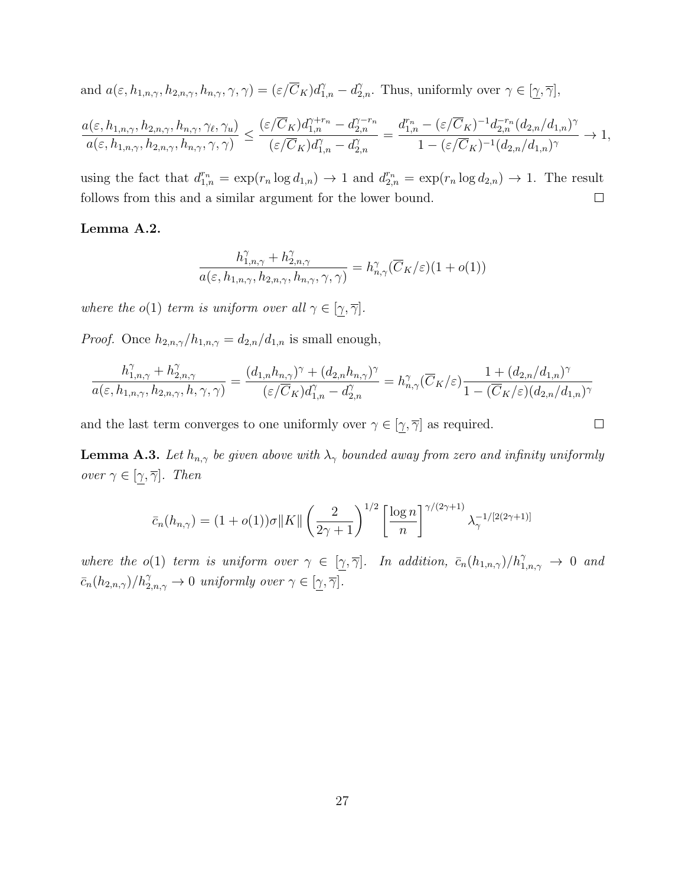and $a(\varepsilon, h_{1,n,\gamma}, h_{2,n,\gamma}, h_{n,\gamma}, \gamma, \gamma) = (\varepsilon/\overline{C}_K) d_{1,n}^{\gamma} - d_{2,n}^{\gamma}$. Thus, uniformly over $\gamma \in [\underline{\gamma}, \overline{\gamma}]$,

$$\frac{a(\varepsilon, h_{1,n,\gamma}, h_{2,n,\gamma}, h_{n,\gamma}, \gamma_\ell, \gamma_u)}{a(\varepsilon, h_{1,n,\gamma}, h_{2,n,\gamma}, h_{n,\gamma}, \gamma, \gamma)} \leq \frac{(\varepsilon/\overline{C}_K) d_{1,n}^{\gamma+r_n} - d_{2,n}^{\gamma-r_n}}{(\varepsilon/\overline{C}_K) d_{1,n}^{\gamma} - d_{2,n}^{\gamma}} = \frac{d_{1,n}^{r_n} - (\varepsilon/\overline{C}_K)^{-1} d_{2,n}^{-r_n} (d_{2,n}/d_{1,n})^{\gamma}}{1 - (\varepsilon/\overline{C}_K)^{-1} (d_{2,n}/d_{1,n})^{\gamma}} \to 1,$$

using the fact that $d_{1,n}^{r_n} = \exp(r_n \log d_{1,n}) \to 1$ and $d_{2,n}^{r_n} = \exp(r_n \log d_{2,n}) \to 1$. The result follows from this and a similar argument for the lower bound. $\square$

**Lemma A.2.**

$$\frac{h_{1,n,\gamma}^{\gamma} + h_{2,n,\gamma}^{\gamma}}{a(\varepsilon, h_{1,n,\gamma}, h_{2,n,\gamma}, h_{n,\gamma}, \gamma, \gamma)} = h_{n,\gamma}^{\gamma} (\overline{C}_K/\varepsilon)(1 + o(1))$$

*where the $o(1)$ term is uniform over all $\gamma \in [\underline{\gamma}, \overline{\gamma}]$.*

*Proof.* Once $h_{2,n,\gamma}/h_{1,n,\gamma} = d_{2,n}/d_{1,n}$ is small enough,

$$\frac{h_{1,n,\gamma}^{\gamma} + h_{2,n,\gamma}^{\gamma}}{a(\varepsilon, h_{1,n,\gamma}, h_{2,n,\gamma}, h, \gamma, \gamma)} = \frac{(d_{1,n} h_{n,\gamma})^{\gamma} + (d_{2,n} h_{n,\gamma})^{\gamma}}{(\varepsilon/\overline{C}_K) d_{1,n}^{\gamma} - d_{2,n}^{\gamma}} = h_{n,\gamma}^{\gamma} (\overline{C}_K/\varepsilon) \frac{1 + (d_{2,n}/d_{1,n})^{\gamma}}{1 - (\overline{C}_K/\varepsilon)(d_{2,n}/d_{1,n})^{\gamma}}$$

and the last term converges to one uniformly over $\gamma \in [\underline{\gamma}, \overline{\gamma}]$ as required. $\square$

**Lemma A.3.** *Let $h_{n,\gamma}$ be given above with $\lambda_\gamma$ bounded away from zero and infinity uniformly over $\gamma \in [\underline{\gamma}, \overline{\gamma}]$. Then*

$$\bar{c}_n(h_{n,\gamma}) = (1 + o(1)) \sigma \|K\| \left( \frac{2}{2\gamma + 1} \right)^{1/2} \left[ \frac{\log n}{n} \right]^{\gamma/(2\gamma+1)} \lambda_\gamma^{-1/[2(2\gamma+1)]}$$

*where the $o(1)$ term is uniform over $\gamma \in [\underline{\gamma}, \overline{\gamma}]$. In addition, $\bar{c}_n(h_{1,n,\gamma})/h_{1,n,\gamma}^{\gamma} \to 0$ and $\bar{c}_n(h_{2,n,\gamma})/h_{2,n,\gamma}^{\gamma} \to 0$ uniformly over $\gamma \in [\underline{\gamma}, \overline{\gamma}]$.*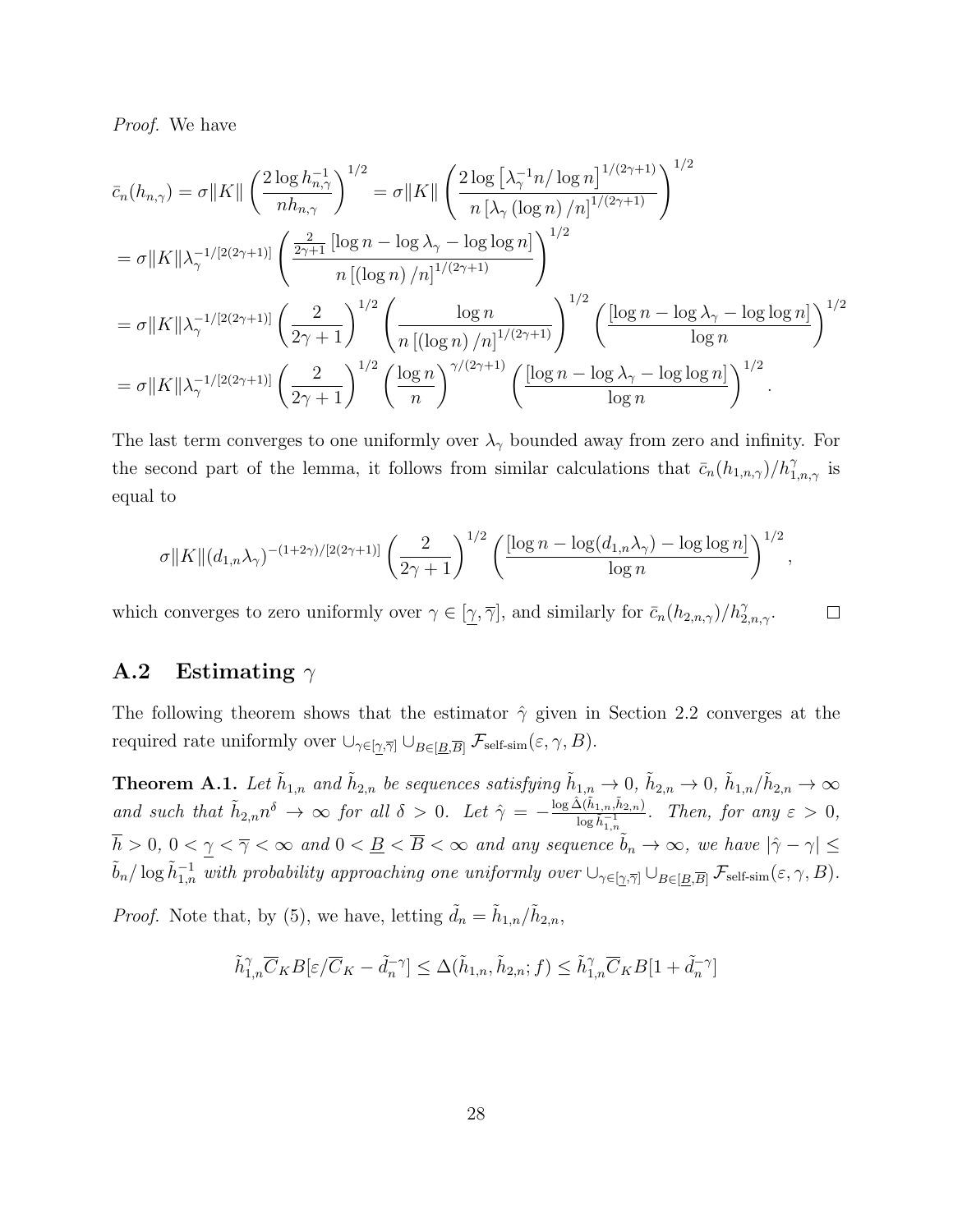*Proof.* We have

$$
\begin{aligned}
\bar{c}_n(h_{n,\gamma}) &= \sigma\|K\| \left(\frac{2\log h_{n,\gamma}^{-1}}{nh_{n,\gamma}}\right)^{1/2} = \sigma\|K\| \left(\frac{2\log\left[\lambda_\gamma^{-1} n/\log n\right]^{1/(2\gamma+1)}}{n\left[\lambda_\gamma\left(\log n\right)/n\right]^{1/(2\gamma+1)}}\right)^{1/2} \\
&= \sigma\|K\|\lambda_\gamma^{-1/[2(2\gamma+1)]}\left(\frac{\frac{2}{2\gamma+1}\left[\log n - \log\lambda_\gamma - \log\log n\right]}{n\left[(\log n)/n\right]^{1/(2\gamma+1)}}\right)^{1/2} \\
&= \sigma\|K\|\lambda_\gamma^{-1/[2(2\gamma+1)]}\left(\frac{2}{2\gamma+1}\right)^{1/2}\left(\frac{\log n}{n\left[(\log n)/n\right]^{1/(2\gamma+1)}}\right)^{1/2}\left(\frac{\left[\log n - \log\lambda_\gamma - \log\log n\right]}{\log n}\right)^{1/2} \\
&= \sigma\|K\|\lambda_\gamma^{-1/[2(2\gamma+1)]}\left(\frac{2}{2\gamma+1}\right)^{1/2}\left(\frac{\log n}{n}\right)^{\gamma/(2\gamma+1)}\left(\frac{\left[\log n - \log\lambda_\gamma - \log\log n\right]}{\log n}\right)^{1/2}.
\end{aligned}
$$

The last term converges to one uniformly over $\lambda_\gamma$ bounded away from zero and infinity. For the second part of the lemma, it follows from similar calculations that $\bar{c}_n(h_{1,n,\gamma})/h_{1,n,\gamma}^{\gamma}$ is equal to

$$
\sigma\|K\|(d_{1,n}\lambda_\gamma)^{-(1+2\gamma)/[2(2\gamma+1)]}\left(\frac{2}{2\gamma+1}\right)^{1/2}\left(\frac{\left[\log n - \log(d_{1,n}\lambda_\gamma) - \log\log n\right]}{\log n}\right)^{1/2},
$$

which converges to zero uniformly over $\gamma \in [\underline{\gamma}, \overline{\gamma}]$, and similarly for $\bar{c}_n(h_{2,n,\gamma})/h_{2,n,\gamma}^{\gamma}$. □

## A.2 Estimating $\gamma$

The following theorem shows that the estimator $\hat{\gamma}$ given in Section 2.2 converges at the required rate uniformly over $\cup_{\gamma\in[\underline{\gamma},\overline{\gamma}]}\cup_{B\in[\underline{B},\overline{B}]}\mathcal{F}_{\text{self-sim}}(\varepsilon,\gamma,B)$.

**Theorem A.1.** *Let $\tilde{h}_{1,n}$ and $\tilde{h}_{2,n}$ be sequences satisfying $\tilde{h}_{1,n}\to 0$, $\tilde{h}_{2,n}\to 0$, $\tilde{h}_{1,n}/\tilde{h}_{2,n}\to\infty$ and such that $\tilde{h}_{2,n}n^{\delta}\to\infty$ for all $\delta>0$. Let $\hat{\gamma} = -\frac{\log\hat{\Delta}(\tilde{h}_{1,n},\tilde{h}_{2,n})}{\log\tilde{h}_{1,n}^{-1}}$. Then, for any $\varepsilon>0$, $\overline{h}>0$, $0<\underline{\gamma}<\overline{\gamma}<\infty$ and $0<\underline{B}<\overline{B}<\infty$ and any sequence $\tilde{b}_n\to\infty$, we have $|\hat{\gamma}-\gamma|\leq \tilde{b}_n/\log\tilde{h}_{1,n}^{-1}$ with probability approaching one uniformly over $\cup_{\gamma\in[\underline{\gamma},\overline{\gamma}]}\cup_{B\in[\underline{B},\overline{B}]}\mathcal{F}_{\text{self-sim}}(\varepsilon,\gamma,B)$.*

*Proof.* Note that, by (5), we have, letting $\tilde{d}_n = \tilde{h}_{1,n}/\tilde{h}_{2,n}$,

$$
\tilde{h}_{1,n}^{\gamma}\overline{C}_K B[\varepsilon/\overline{C}_K - \tilde{d}_n^{-\gamma}] \leq \Delta(\tilde{h}_{1,n},\tilde{h}_{2,n};f) \leq \tilde{h}_{1,n}^{\gamma}\overline{C}_K B[1+\tilde{d}_n^{-\gamma}]
$$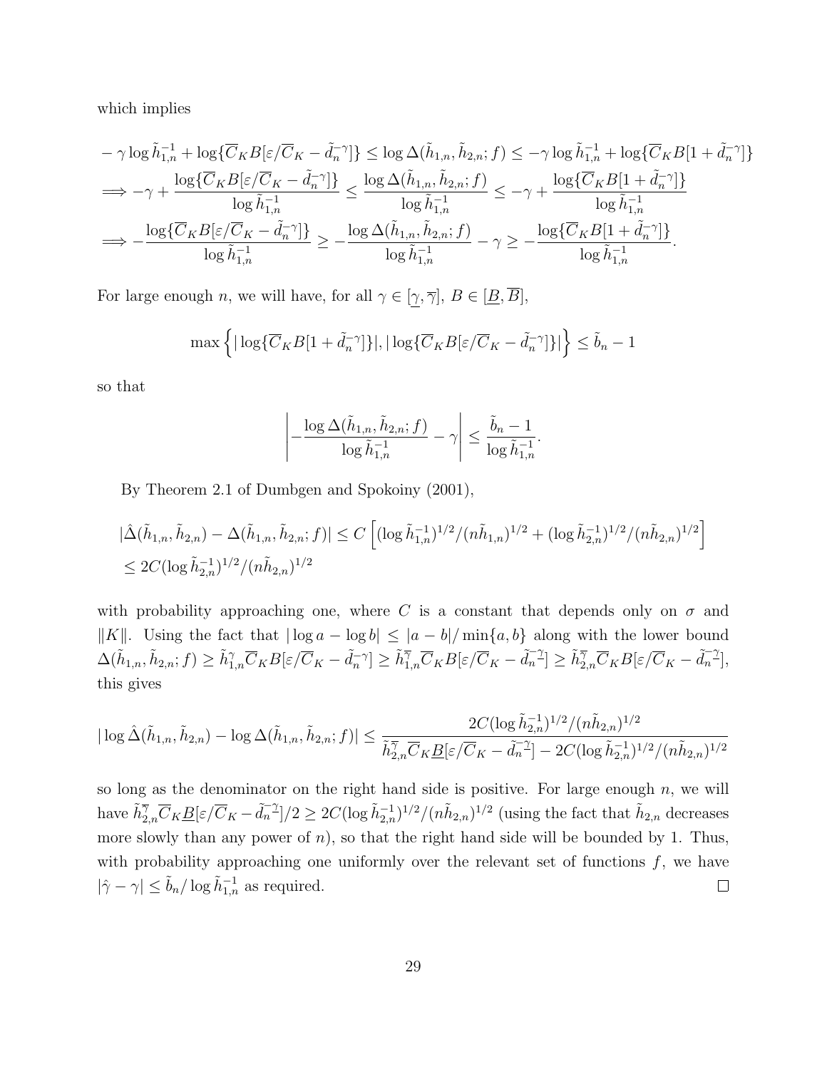which implies

$$
\begin{aligned}
& -\gamma \log \tilde{h}_{1,n}^{-1} + \log\{\overline{C}_K B[\varepsilon/\overline{C}_K - \tilde{d}_n^{-\gamma}]\} \leq \log \Delta(\tilde{h}_{1,n}, \tilde{h}_{2,n}; f) \leq -\gamma \log \tilde{h}_{1,n}^{-1} + \log\{\overline{C}_K B[1 + \tilde{d}_n^{-\gamma}]\} \\
& \implies -\gamma + \frac{\log\{\overline{C}_K B[\varepsilon/\overline{C}_K - \tilde{d}_n^{-\gamma}]\}}{\log \tilde{h}_{1,n}^{-1}} \leq \frac{\log \Delta(\tilde{h}_{1,n}, \tilde{h}_{2,n}; f)}{\log \tilde{h}_{1,n}^{-1}} \leq -\gamma + \frac{\log\{\overline{C}_K B[1 + \tilde{d}_n^{-\gamma}]\}}{\log \tilde{h}_{1,n}^{-1}} \\
& \implies -\frac{\log\{\overline{C}_K B[\varepsilon/\overline{C}_K - \tilde{d}_n^{-\gamma}]\}}{\log \tilde{h}_{1,n}^{-1}} \geq -\frac{\log \Delta(\tilde{h}_{1,n}, \tilde{h}_{2,n}; f)}{\log \tilde{h}_{1,n}^{-1}} - \gamma \geq -\frac{\log\{\overline{C}_K B[1 + \tilde{d}_n^{-\gamma}]\}}{\log \tilde{h}_{1,n}^{-1}}.
\end{aligned}
$$

For large enough $n$, we will have, for all $\gamma \in [\underline{\gamma}, \overline{\gamma}]$, $B \in [\underline{B}, \overline{B}]$,

$$
\max\left\{ |\log\{\overline{C}_K B[1 + \tilde{d}_n^{-\gamma}]\}|, |\log\{\overline{C}_K B[\varepsilon/\overline{C}_K - \tilde{d}_n^{-\gamma}]\}| \right\} \leq \tilde{b}_n - 1
$$

so that

$$
\left| -\frac{\log \Delta(\tilde{h}_{1,n}, \tilde{h}_{2,n}; f)}{\log \tilde{h}_{1,n}^{-1}} - \gamma \right| \leq \frac{\tilde{b}_n - 1}{\log \tilde{h}_{1,n}^{-1}}.
$$

By Theorem 2.1 of Dumbgen and Spokoiny (2001),

$$
\begin{aligned}
& |\hat{\Delta}(\tilde{h}_{1,n}, \tilde{h}_{2,n}) - \Delta(\tilde{h}_{1,n}, \tilde{h}_{2,n}; f)| \leq C \left[ (\log \tilde{h}_{1,n}^{-1})^{1/2}/(n\tilde{h}_{1,n})^{1/2} + (\log \tilde{h}_{2,n}^{-1})^{1/2}/(n\tilde{h}_{2,n})^{1/2} \right] \\
& \leq 2C(\log \tilde{h}_{2,n}^{-1})^{1/2}/(n\tilde{h}_{2,n})^{1/2}
\end{aligned}
$$

with probability approaching one, where $C$ is a constant that depends only on $\sigma$ and $\|K\|$. Using the fact that $|\log a - \log b| \leq |a - b|/\min\{a, b\}$ along with the lower bound $\Delta(\tilde{h}_{1,n}, \tilde{h}_{2,n}; f) \geq \tilde{h}_{1,n}^{\gamma} \overline{C}_K B[\varepsilon/\overline{C}_K - \tilde{d}_n^{-\gamma}] \geq \tilde{h}_{1,n}^{\overline{\gamma}} \overline{C}_K B[\varepsilon/\overline{C}_K - \tilde{d}_n^{-\underline{\gamma}}] \geq \tilde{h}_{2,n}^{\overline{\gamma}} \overline{C}_K B[\varepsilon/\overline{C}_K - \tilde{d}_n^{-\underline{\gamma}}]$, this gives

$$
|\log \hat{\Delta}(\tilde{h}_{1,n}, \tilde{h}_{2,n}) - \log \Delta(\tilde{h}_{1,n}, \tilde{h}_{2,n}; f)| \leq \frac{2C(\log \tilde{h}_{2,n}^{-1})^{1/2}/(n\tilde{h}_{2,n})^{1/2}}{\tilde{h}_{2,n}^{\overline{\gamma}} \overline{C}_K \underline{B}[\varepsilon/\overline{C}_K - \tilde{d}_n^{-\underline{\gamma}}] - 2C(\log \tilde{h}_{2,n}^{-1})^{1/2}/(n\tilde{h}_{2,n})^{1/2}}
$$

so long as the denominator on the right hand side is positive. For large enough $n$, we will have $\tilde{h}_{2,n}^{\overline{\gamma}} \overline{C}_K \underline{B}[\varepsilon/\overline{C}_K - \tilde{d}_n^{-\underline{\gamma}}]/2 \geq 2C(\log \tilde{h}_{2,n}^{-1})^{1/2}/(n\tilde{h}_{2,n})^{1/2}$ (using the fact that $\tilde{h}_{2,n}$ decreases more slowly than any power of $n$), so that the right hand side will be bounded by 1. Thus, with probability approaching one uniformly over the relevant set of functions $f$, we have $|\hat{\gamma} - \gamma| \leq \tilde{b}_n / \log \tilde{h}_{1,n}^{-1}$ as required. □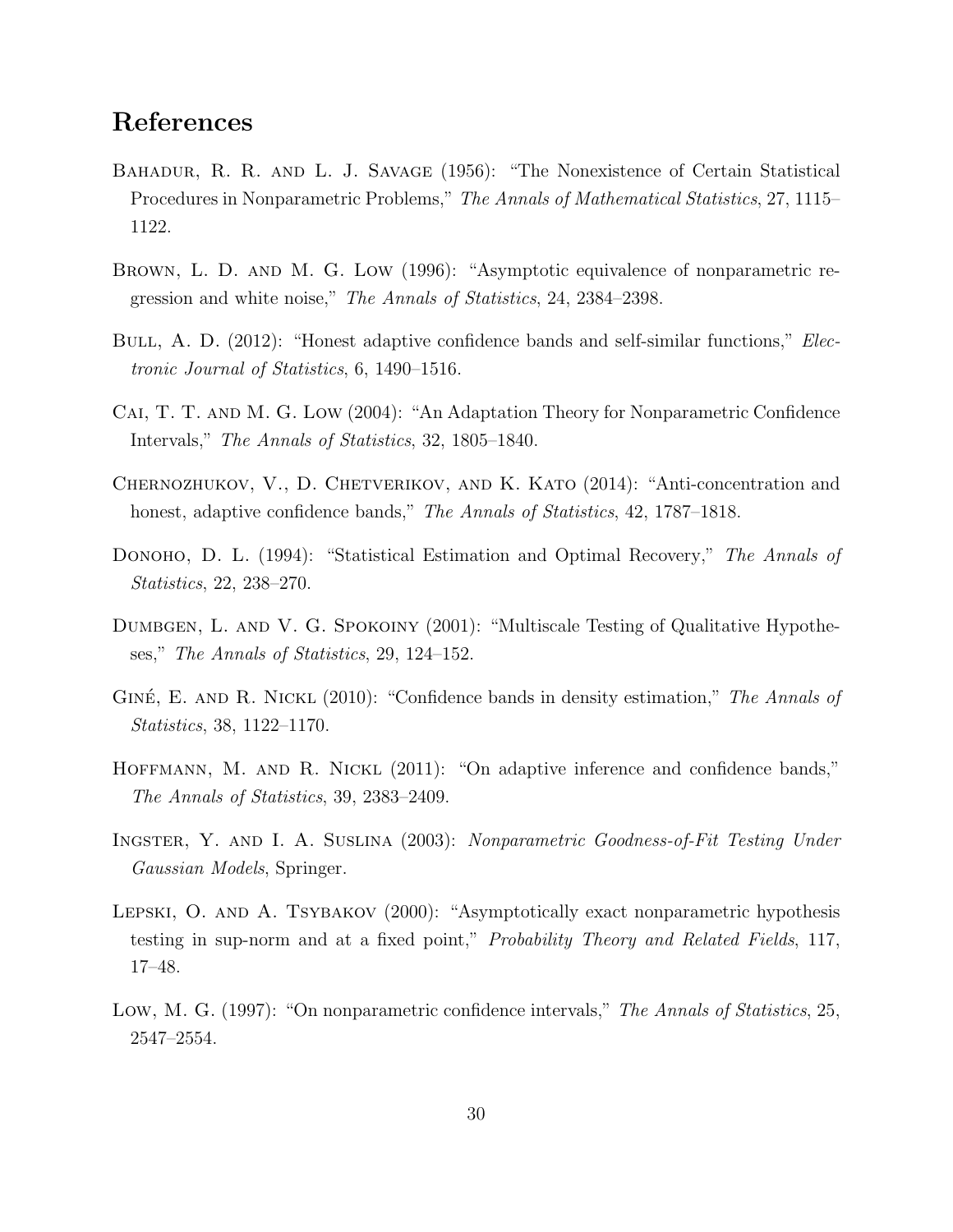# References

Bahadur, R. R. and L. J. Savage (1956): "The Nonexistence of Certain Statistical Procedures in Nonparametric Problems," *The Annals of Mathematical Statistics*, 27, 1115–1122.

Brown, L. D. and M. G. Low (1996): "Asymptotic equivalence of nonparametric regression and white noise," *The Annals of Statistics*, 24, 2384–2398.

Bull, A. D. (2012): "Honest adaptive confidence bands and self-similar functions," *Electronic Journal of Statistics*, 6, 1490–1516.

Cai, T. T. and M. G. Low (2004): "An Adaptation Theory for Nonparametric Confidence Intervals," *The Annals of Statistics*, 32, 1805–1840.

Chernozhukov, V., D. Chetverikov, and K. Kato (2014): "Anti-concentration and honest, adaptive confidence bands," *The Annals of Statistics*, 42, 1787–1818.

Donoho, D. L. (1994): "Statistical Estimation and Optimal Recovery," *The Annals of Statistics*, 22, 238–270.

Dumbgen, L. and V. G. Spokoiny (2001): "Multiscale Testing of Qualitative Hypotheses," *The Annals of Statistics*, 29, 124–152.

Giné, E. and R. Nickl (2010): "Confidence bands in density estimation," *The Annals of Statistics*, 38, 1122–1170.

Hoffmann, M. and R. Nickl (2011): "On adaptive inference and confidence bands," *The Annals of Statistics*, 39, 2383–2409.

Ingster, Y. and I. A. Suslina (2003): *Nonparametric Goodness-of-Fit Testing Under Gaussian Models*, Springer.

Lepski, O. and A. Tsybakov (2000): "Asymptotically exact nonparametric hypothesis testing in sup-norm and at a fixed point," *Probability Theory and Related Fields*, 117, 17–48.

Low, M. G. (1997): "On nonparametric confidence intervals," *The Annals of Statistics*, 25, 2547–2554.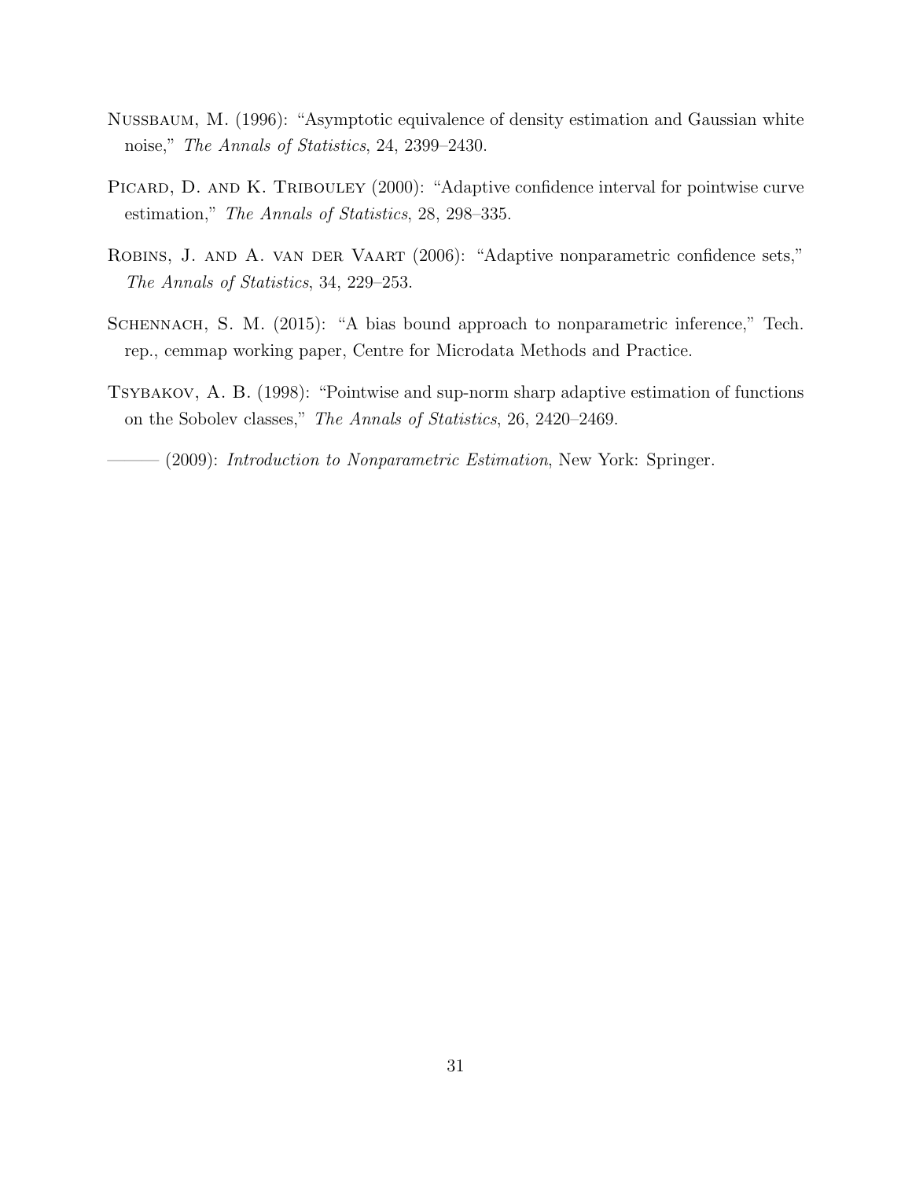Nussbaum, M. (1996): "Asymptotic equivalence of density estimation and Gaussian white noise," *The Annals of Statistics*, 24, 2399–2430.

Picard, D. and K. Tribouley (2000): "Adaptive confidence interval for pointwise curve estimation," *The Annals of Statistics*, 28, 298–335.

Robins, J. and A. van der Vaart (2006): "Adaptive nonparametric confidence sets," *The Annals of Statistics*, 34, 229–253.

Schennach, S. M. (2015): "A bias bound approach to nonparametric inference," Tech. rep., cemmap working paper, Centre for Microdata Methods and Practice.

Tsybakov, A. B. (1998): "Pointwise and sup-norm sharp adaptive estimation of functions on the Sobolev classes," *The Annals of Statistics*, 26, 2420–2469.

——— (2009): *Introduction to Nonparametric Estimation*, New York: Springer.